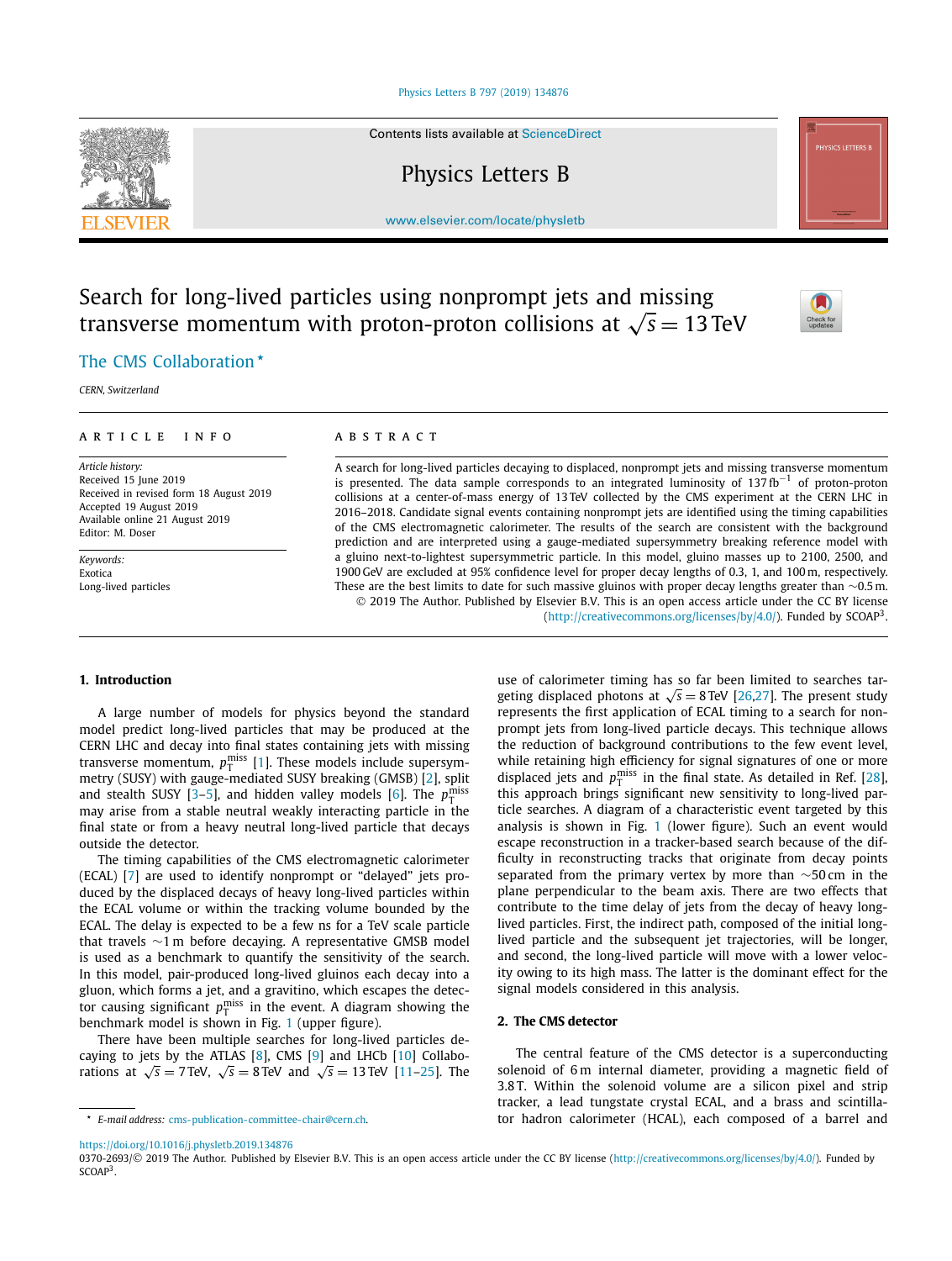# Search for long-lived particles using nonprompt jets and missing transverse momentum with proton-proton collisions at $\sqrt{s} = 13$ TeV

The CMS Collaboration *

*CERN, Switzerland*

---

**ARTICLE INFO**

*Article history:*
Received 15 June 2019
Received in revised form 18 August 2019
Accepted 19 August 2019
Available online 21 August 2019
Editor: M. Doser

*Keywords:*
Exotica
Long-lived particles

**ABSTRACT**

A search for long-lived particles decaying to displaced, nonprompt jets and missing transverse momentum is presented. The data sample corresponds to an integrated luminosity of 137 fb$^{-1}$ of proton-proton collisions at a center-of-mass energy of 13 TeV collected by the CMS experiment at the CERN LHC in 2016–2018. Candidate signal events containing nonprompt jets are identified using the timing capabilities of the CMS electromagnetic calorimeter. The results of the search are consistent with the background prediction and are interpreted using a gauge-mediated supersymmetry breaking reference model with a gluino next-to-lightest supersymmetric particle. In this model, gluino masses up to 2100, 2500, and 1900 GeV are excluded at 95% confidence level for proper decay lengths of 0.3, 1, and 100 m, respectively. These are the best limits to date for such massive gluinos with proper decay lengths greater than ∼0.5 m.

© 2019 The Author. Published by Elsevier B.V. This is an open access article under the CC BY license (http://creativecommons.org/licenses/by/4.0/). Funded by SCOAP[3].

---

## 1. Introduction

A large number of models for physics beyond the standard model predict long-lived particles that may be produced at the CERN LHC and decay into final states containing jets with missing transverse momentum, $p_{\mathrm{T}}^{\mathrm{miss}}$ [1]. These models include supersymmetry (SUSY) with gauge-mediated SUSY breaking (GMSB) [2], split and stealth SUSY [3–5], and hidden valley models [6]. The $p_{\mathrm{T}}^{\mathrm{miss}}$ may arise from a stable neutral weakly interacting particle in the final state or from a heavy neutral long-lived particle that decays outside the detector.

The timing capabilities of the CMS electromagnetic calorimeter (ECAL) [7] are used to identify nonprompt or "delayed" jets produced by the displaced decays of heavy long-lived particles within the ECAL volume or within the tracking volume bounded by the ECAL. The delay is expected to be a few ns for a TeV scale particle that travels ∼1 m before decaying. A representative GMSB model is used as a benchmark to quantify the sensitivity of the search. In this model, pair-produced long-lived gluinos each decay into a gluon, which forms a jet, and a gravitino, which escapes the detector causing significant $p_{\mathrm{T}}^{\mathrm{miss}}$ in the event. A diagram showing the benchmark model is shown in Fig. 1 (upper figure).

There have been multiple searches for long-lived particles decaying to jets by the ATLAS [8], CMS [9] and LHCb [10] Collaborations at $\sqrt{s} = 7$ TeV, $\sqrt{s} = 8$ TeV and $\sqrt{s} = 13$ TeV [11–25]. The use of calorimeter timing has so far been limited to searches targeting displaced photons at $\sqrt{s} = 8$ TeV [26,27]. The present study represents the first application of ECAL timing to a search for nonprompt jets from long-lived particle decays. This technique allows the reduction of background contributions to the few event level, while retaining high efficiency for signal signatures of one or more displaced jets and $p_{\mathrm{T}}^{\mathrm{miss}}$ in the final state. As detailed in Ref. [28], this approach brings significant new sensitivity to long-lived particle searches. A diagram of a characteristic event targeted by this analysis is shown in Fig. 1 (lower figure). Such an event would escape reconstruction in a tracker-based search because of the difficulty in reconstructing tracks that originate from decay points separated from the primary vertex by more than ∼50 cm in the plane perpendicular to the beam axis. There are two effects that contribute to the time delay of jets from the decay of heavy long-lived particles. First, the indirect path, composed of the initial long-lived particle and the subsequent jet trajectories, will be longer, and second, the long-lived particle will move with a lower velocity owing to its high mass. The latter is the dominant effect for the signal models considered in this analysis.

## 2. The CMS detector

The central feature of the CMS detector is a superconducting solenoid of 6 m internal diameter, providing a magnetic field of 3.8 T. Within the solenoid volume are a silicon pixel and strip tracker, a lead tungstate crystal ECAL, and a brass and scintillator hadron calorimeter (HCAL), each composed of a barrel and

---

* E-mail address: cms-publication-committee-chair@cern.ch.

https://doi.org/10.1016/j.physletb.2019.134876
0370-2693/© 2019 The Author. Published by Elsevier B.V. This is an open access article under the CC BY license (http://creativecommons.org/licenses/by/4.0/). Funded by SCOAP[3].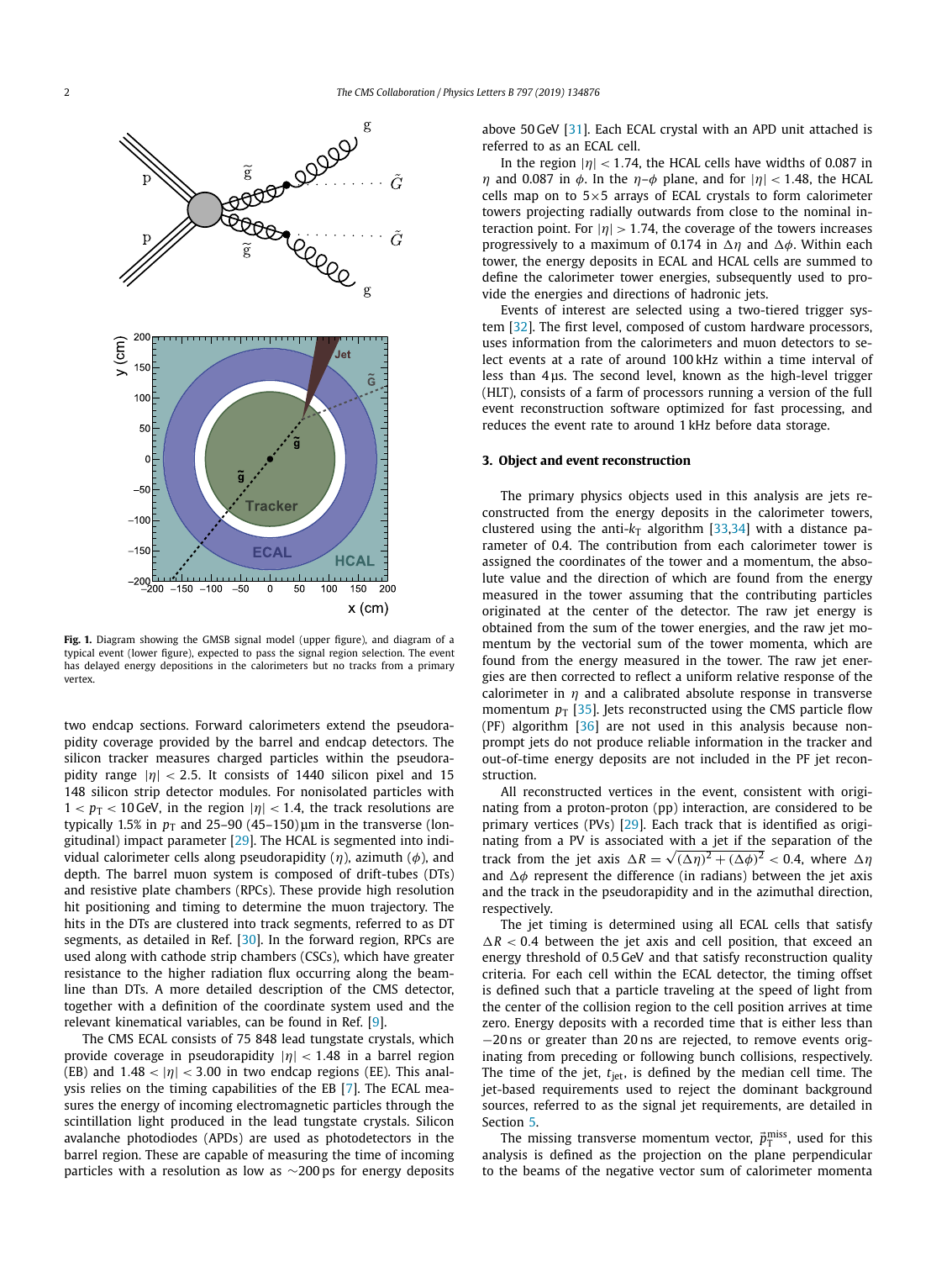Fig. 1. Diagram showing the GMSB signal model (upper figure), and diagram of a typical event (lower figure), expected to pass the signal region selection. The event has delayed energy depositions in the calorimeters but no tracks from a primary vertex.

two endcap sections. Forward calorimeters extend the pseudorapidity coverage provided by the barrel and endcap detectors. The silicon tracker measures charged particles within the pseudorapidity range $|\eta| < 2.5$. It consists of 1440 silicon pixel and 15 148 silicon strip detector modules. For nonisolated particles with $1 < p_{\mathrm{T}} < 10\,\mathrm{GeV}$, in the region $|\eta| < 1.4$, the track resolutions are typically 1.5% in $p_{\mathrm{T}}$ and 25–90 (45–150) µm in the transverse (longitudinal) impact parameter [29]. The HCAL is segmented into individual calorimeter cells along pseudorapidity ($\eta$), azimuth ($\phi$), and depth. The barrel muon system is composed of drift-tubes (DTs) and resistive plate chambers (RPCs). These provide high resolution hit positioning and timing to determine the muon trajectory. The hits in the DTs are clustered into track segments, referred to as DT segments, as detailed in Ref. [30]. In the forward region, RPCs are used along with cathode strip chambers (CSCs), which have greater resistance to the higher radiation flux occurring along the beamline than DTs. A more detailed description of the CMS detector, together with a definition of the coordinate system used and the relevant kinematical variables, can be found in Ref. [9].

The CMS ECAL consists of 75 848 lead tungstate crystals, which provide coverage in pseudorapidity $|\eta| < 1.48$ in a barrel region (EB) and $1.48 < |\eta| < 3.00$ in two endcap regions (EE). This analysis relies on the timing capabilities of the EB [7]. The ECAL measures the energy of incoming electromagnetic particles through the scintillation light produced in the lead tungstate crystals. Silicon avalanche photodiodes (APDs) are used as photodetectors in the barrel region. These are capable of measuring the time of incoming particles with a resolution as low as ~200 ps for energy deposits above 50 GeV [31]. Each ECAL crystal with an APD unit attached is referred to as an ECAL cell.

In the region $|\eta| < 1.74$, the HCAL cells have widths of 0.087 in $\eta$ and 0.087 in $\phi$. In the $\eta$–$\phi$ plane, and for $|\eta| < 1.48$, the HCAL cells map on to 5×5 arrays of ECAL crystals to form calorimeter towers projecting radially outwards from close to the nominal interaction point. For $|\eta| > 1.74$, the coverage of the towers increases progressively to a maximum of 0.174 in $\Delta\eta$ and $\Delta\phi$. Within each tower, the energy deposits in ECAL and HCAL cells are summed to define the calorimeter tower energies, subsequently used to provide the energies and directions of hadronic jets.

Events of interest are selected using a two-tiered trigger system [32]. The first level, composed of custom hardware processors, uses information from the calorimeters and muon detectors to select events at a rate of around 100 kHz within a time interval of less than 4 µs. The second level, known as the high-level trigger (HLT), consists of a farm of processors running a version of the full event reconstruction software optimized for fast processing, and reduces the event rate to around 1 kHz before data storage.

## 3. Object and event reconstruction

The primary physics objects used in this analysis are jets reconstructed from the energy deposits in the calorimeter towers, clustered using the anti-$k_{\mathrm{T}}$ algorithm [33,34] with a distance parameter of 0.4. The contribution from each calorimeter tower is assigned the coordinates of the tower and a momentum, the absolute value and the direction of which are found from the energy measured in the tower assuming that the contributing particles originated at the center of the detector. The raw jet energy is obtained from the sum of the tower energies, and the raw jet momentum by the vectorial sum of the tower momenta, which are found from the energy measured in the tower. The raw jet energies are then corrected to reflect a uniform relative response of the calorimeter in $\eta$ and a calibrated absolute response in transverse momentum $p_{\mathrm{T}}$ [35]. Jets reconstructed using the CMS particle flow (PF) algorithm [36] are not used in this analysis because nonprompt jets do not produce reliable information in the tracker and out-of-time energy deposits are not included in the PF jet reconstruction.

All reconstructed vertices in the event, consistent with originating from a proton-proton (pp) interaction, are considered to be primary vertices (PVs) [29]. Each track that is identified as originating from a PV is associated with a jet if the separation of the track from the jet axis $\Delta R = \sqrt{(\Delta\eta)^2 + (\Delta\phi)^2} < 0.4$, where $\Delta\eta$ and $\Delta\phi$ represent the difference (in radians) between the jet axis and the track in the pseudorapidity and in the azimuthal direction, respectively.

The jet timing is determined using all ECAL cells that satisfy $\Delta R < 0.4$ between the jet axis and cell position, that exceed an energy threshold of 0.5 GeV and that satisfy reconstruction quality criteria. For each cell within the ECAL detector, the timing offset is defined such that a particle traveling at the speed of light from the center of the collision region to the cell position arrives at time zero. Energy deposits with a recorded time that is either less than −20 ns or greater than 20 ns are rejected, to remove events originating from preceding or following bunch collisions, respectively. The time of the jet, $t_{\mathrm{jet}}$, is defined by the median cell time. The jet-based requirements used to reject the dominant background sources, referred to as the signal jet requirements, are detailed in Section 5.

The missing transverse momentum vector, $\vec{p}_{\mathrm{T}}^{\,\mathrm{miss}}$, used for this analysis is defined as the projection on the plane perpendicular to the beams of the negative vector sum of calorimeter momenta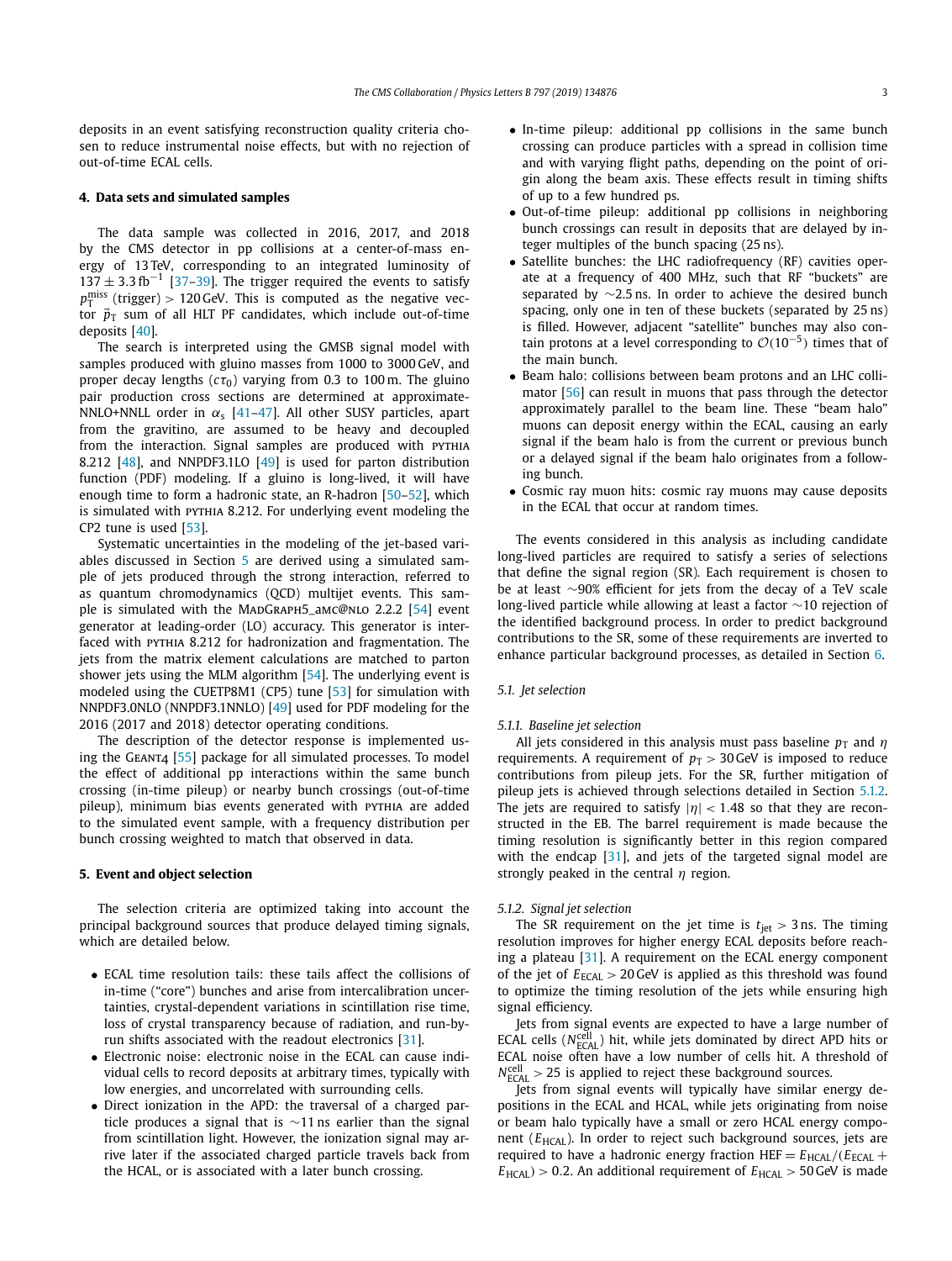deposits in an event satisfying reconstruction quality criteria chosen to reduce instrumental noise effects, but with no rejection of out-of-time ECAL cells.

## 4. Data sets and simulated samples

The data sample was collected in 2016, 2017, and 2018 by the CMS detector in pp collisions at a center-of-mass energy of 13 TeV, corresponding to an integrated luminosity of $137 \pm 3.3\,\text{fb}^{-1}$ [37–39]. The trigger required the events to satisfy $p_{\text{T}}^{\text{miss}}$ (trigger) $> 120\,\text{GeV}$. This is computed as the negative vector $\vec{p}_{\text{T}}$ sum of all HLT PF candidates, which include out-of-time deposits [40].

The search is interpreted using the GMSB signal model with samples produced with gluino masses from 1000 to 3000 GeV, and proper decay lengths ($c\tau_0$) varying from 0.3 to 100 m. The gluino pair production cross sections are determined at approximate-NNLO+NNLL order in $\alpha_s$ [41–47]. All other SUSY particles, apart from the gravitino, are assumed to be heavy and decoupled from the interaction. Signal samples are produced with PYTHIA 8.212 [48], and NNPDF3.1LO [49] is used for parton distribution function (PDF) modeling. If a gluino is long-lived, it will have enough time to form a hadronic state, an R-hadron [50–52], which is simulated with PYTHIA 8.212. For underlying event modeling the CP2 tune is used [53].

Systematic uncertainties in the modeling of the jet-based variables discussed in Section 5 are derived using a simulated sample of jets produced through the strong interaction, referred to as quantum chromodynamics (QCD) multijet events. This sample is simulated with the MADGRAPH5_aMC@NLO 2.2.2 [54] event generator at leading-order (LO) accuracy. This generator is interfaced with PYTHIA 8.212 for hadronization and fragmentation. The jets from the matrix element calculations are matched to parton shower jets using the MLM algorithm [54]. The underlying event is modeled using the CUETP8M1 (CP5) tune [53] for simulation with NNPDF3.0NLO (NNPDF3.1NNLO) [49] used for PDF modeling for the 2016 (2017 and 2018) detector operating conditions.

The description of the detector response is implemented using the GEANT4 [55] package for all simulated processes. To model the effect of additional pp interactions within the same bunch crossing (in-time pileup) or nearby bunch crossings (out-of-time pileup), minimum bias events generated with PYTHIA are added to the simulated event sample, with a frequency distribution per bunch crossing weighted to match that observed in data.

## 5. Event and object selection

The selection criteria are optimized taking into account the principal background sources that produce delayed timing signals, which are detailed below.

- ECAL time resolution tails: these tails affect the collisions of in-time ("core") bunches and arise from intercalibration uncertainties, crystal-dependent variations in scintillation rise time, loss of crystal transparency because of radiation, and run-by-run shifts associated with the readout electronics [31].
- Electronic noise: electronic noise in the ECAL can cause individual cells to record deposits at arbitrary times, typically with low energies, and uncorrelated with surrounding cells.
- Direct ionization in the APD: the traversal of a charged particle produces a signal that is $\sim$11 ns earlier than the signal from scintillation light. However, the ionization signal may arrive later if the associated charged particle travels back from the HCAL, or is associated with a later bunch crossing.
- In-time pileup: additional pp collisions in the same bunch crossing can produce particles with a spread in collision time and with varying flight paths, depending on the point of origin along the beam axis. These effects result in timing shifts of up to a few hundred ps.
- Out-of-time pileup: additional pp collisions in neighboring bunch crossings can result in deposits that are delayed by integer multiples of the bunch spacing (25 ns).
- Satellite bunches: the LHC radiofrequency (RF) cavities operate at a frequency of 400 MHz, such that RF "buckets" are separated by $\sim$2.5 ns. In order to achieve the desired bunch spacing, only one in ten of these buckets (separated by 25 ns) is filled. However, adjacent "satellite" bunches may also contain protons at a level corresponding to $\mathcal{O}(10^{-5})$ times that of the main bunch.
- Beam halo: collisions between beam protons and an LHC collimator [56] can result in muons that pass through the detector approximately parallel to the beam line. These "beam halo" muons can deposit energy within the ECAL, causing an early signal if the beam halo is from the current or previous bunch or a delayed signal if the beam halo originates from a following bunch.
- Cosmic ray muon hits: cosmic ray muons may cause deposits in the ECAL that occur at random times.

The events considered in this analysis as including candidate long-lived particles are required to satisfy a series of selections that define the signal region (SR). Each requirement is chosen to be at least $\sim$90% efficient for jets from the decay of a TeV scale long-lived particle while allowing at least a factor $\sim$10 rejection of the identified background process. In order to predict background contributions to the SR, some of these requirements are inverted to enhance particular background processes, as detailed in Section 6.

### 5.1. Jet selection

#### 5.1.1. Baseline jet selection

All jets considered in this analysis must pass baseline $p_{\text{T}}$ and $\eta$ requirements. A requirement of $p_{\text{T}} > 30\,\text{GeV}$ is imposed to reduce contributions from pileup jets. For the SR, further mitigation of pileup jets is achieved through selections detailed in Section 5.1.2. The jets are required to satisfy $|\eta| < 1.48$ so that they are reconstructed in the EB. The barrel requirement is made because the timing resolution is significantly better in this region compared with the endcap [31], and jets of the targeted signal model are strongly peaked in the central $\eta$ region.

#### 5.1.2. Signal jet selection

The SR requirement on the jet time is $t_{\text{jet}} > 3\,\text{ns}$. The timing resolution improves for higher energy ECAL deposits before reaching a plateau [31]. A requirement on the ECAL energy component of the jet of $E_{\text{ECAL}} > 20\,\text{GeV}$ is applied as this threshold was found to optimize the timing resolution of the jets while ensuring high signal efficiency.

Jets from signal events are expected to have a large number of ECAL cells ($N_{\text{ECAL}}^{\text{cell}}$) hit, while jets dominated by direct APD hits or ECAL noise often have a low number of cells hit. A threshold of $N_{\text{ECAL}}^{\text{cell}} > 25$ is applied to reject these background sources.

Jets from signal events will typically have similar energy depositions in the ECAL and HCAL, while jets originating from noise or beam halo typically have a small or zero HCAL energy component ($E_{\text{HCAL}}$). In order to reject such background sources, jets are required to have a hadronic energy fraction $\text{HEF} = E_{\text{HCAL}}/(E_{\text{ECAL}} + E_{\text{HCAL}}) > 0.2$. An additional requirement of $E_{\text{HCAL}} > 50\,\text{GeV}$ is made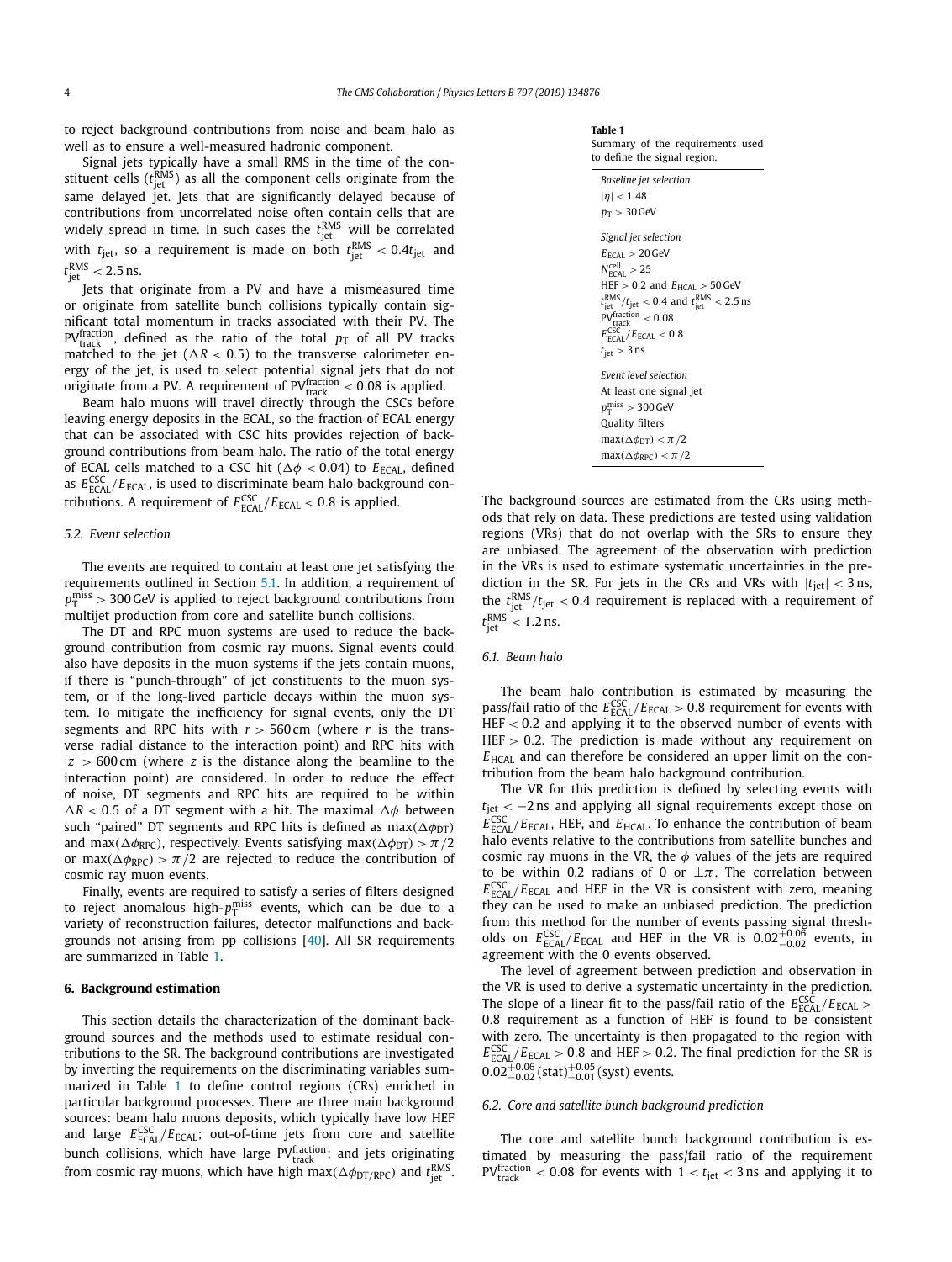to reject background contributions from noise and beam halo as well as to ensure a well-measured hadronic component.

Signal jets typically have a small RMS in the time of the constituent cells ($t_{\mathrm{jet}}^{\mathrm{RMS}}$) as all the component cells originate from the same delayed jet. Jets that are significantly delayed because of contributions from uncorrelated noise often contain cells that are widely spread in time. In such cases the $t_{\mathrm{jet}}^{\mathrm{RMS}}$ will be correlated with $t_{\mathrm{jet}}$, so a requirement is made on both $t_{\mathrm{jet}}^{\mathrm{RMS}} < 0.4 t_{\mathrm{jet}}$ and $t_{\mathrm{jet}}^{\mathrm{RMS}} < 2.5\,\mathrm{ns}$.

Jets that originate from a PV and have a mismeasured time or originate from satellite bunch collisions typically contain significant total momentum in tracks associated with their PV. The $\mathrm{PV}_{\mathrm{track}}^{\mathrm{fraction}}$, defined as the ratio of the total $p_{\mathrm{T}}$ of all PV tracks matched to the jet ($\Delta R < 0.5$) to the transverse calorimeter energy of the jet, is used to select potential signal jets that do not originate from a PV. A requirement of $\mathrm{PV}_{\mathrm{track}}^{\mathrm{fraction}} < 0.08$ is applied.

Beam halo muons will travel directly through the CSCs before leaving energy deposits in the ECAL, so the fraction of ECAL energy that can be associated with CSC hits provides rejection of background contributions from beam halo. The ratio of the total energy of ECAL cells matched to a CSC hit ($\Delta\phi < 0.04$) to $E_{\mathrm{ECAL}}$, defined as $E_{\mathrm{ECAL}}^{\mathrm{CSC}}/E_{\mathrm{ECAL}}$, is used to discriminate beam halo background contributions. A requirement of $E_{\mathrm{ECAL}}^{\mathrm{CSC}}/E_{\mathrm{ECAL}} < 0.8$ is applied.

### 5.2. Event selection

The events are required to contain at least one jet satisfying the requirements outlined in Section 5.1. In addition, a requirement of $p_{\mathrm{T}}^{\mathrm{miss}} > 300\,\mathrm{GeV}$ is applied to reject background contributions from multijet production from core and satellite bunch collisions.

The DT and RPC muon systems are used to reduce the background contribution from cosmic ray muons. Signal events could also have deposits in the muon systems if the jets contain muons, if there is "punch-through" of jet constituents to the muon system, or if the long-lived particle decays within the muon system. To mitigate the inefficiency for signal events, only the DT segments and RPC hits with $r > 560\,\mathrm{cm}$ (where $r$ is the transverse radial distance to the interaction point) and RPC hits with $|z| > 600\,\mathrm{cm}$ (where $z$ is the distance along the beamline to the interaction point) are considered. In order to reduce the effect of noise, DT segments and RPC hits are required to be within $\Delta R < 0.5$ of a DT segment with a hit. The maximal $\Delta\phi$ between such "paired" DT segments and RPC hits is defined as $\max(\Delta\phi_{\mathrm{DT}})$ and $\max(\Delta\phi_{\mathrm{RPC}})$, respectively. Events satisfying $\max(\Delta\phi_{\mathrm{DT}}) > \pi/2$ or $\max(\Delta\phi_{\mathrm{RPC}}) > \pi/2$ are rejected to reduce the contribution of cosmic ray muon events.

Finally, events are required to satisfy a series of filters designed to reject anomalous high-$p_{\mathrm{T}}^{\mathrm{miss}}$ events, which can be due to a variety of reconstruction failures, detector malfunctions and backgrounds not arising from pp collisions [40]. All SR requirements are summarized in Table 1.

**Table 1**
Summary of the requirements used to define the signal region.

| |
|---|
| *Baseline jet selection* |
| $\lvert\eta\rvert < 1.48$ |
| $p_{\mathrm{T}} > 30\,\mathrm{GeV}$ |
| *Signal jet selection* |
| $E_{\mathrm{ECAL}} > 20\,\mathrm{GeV}$ |
| $N_{\mathrm{ECAL}}^{\mathrm{cell}} > 25$ |
| $\mathrm{HEF} > 0.2$ and $E_{\mathrm{HCAL}} > 50\,\mathrm{GeV}$ |
| $t_{\mathrm{jet}}^{\mathrm{RMS}}/t_{\mathrm{jet}} < 0.4$ and $t_{\mathrm{jet}}^{\mathrm{RMS}} < 2.5\,\mathrm{ns}$ |
| $\mathrm{PV}_{\mathrm{track}}^{\mathrm{fraction}} < 0.08$ |
| $E_{\mathrm{ECAL}}^{\mathrm{CSC}}/E_{\mathrm{ECAL}} < 0.8$ |
| $t_{\mathrm{jet}} > 3\,\mathrm{ns}$ |
| *Event level selection* |
| At least one signal jet |
| $p_{\mathrm{T}}^{\mathrm{miss}} > 300\,\mathrm{GeV}$ |
| Quality filters |
| $\max(\Delta\phi_{\mathrm{DT}}) < \pi/2$ |
| $\max(\Delta\phi_{\mathrm{RPC}}) < \pi/2$ |

## 6. Background estimation

This section details the characterization of the dominant background sources and the methods used to estimate residual contributions to the SR. The background contributions are investigated by inverting the requirements on the discriminating variables summarized in Table 1 to define control regions (CRs) enriched in particular background processes. There are three main background sources: beam halo muons deposits, which typically have low HEF and large $E_{\mathrm{ECAL}}^{\mathrm{CSC}}/E_{\mathrm{ECAL}}$; out-of-time jets from core and satellite bunch collisions, which have large $\mathrm{PV}_{\mathrm{track}}^{\mathrm{fraction}}$; and jets originating from cosmic ray muons, which have high $\max(\Delta\phi_{\mathrm{DT/RPC}})$ and $t_{\mathrm{jet}}^{\mathrm{RMS}}$. The background sources are estimated from the CRs using methods that rely on data. These predictions are tested using validation regions (VRs) that do not overlap with the SRs to ensure they are unbiased. The agreement of the observation with prediction in the VRs is used to estimate systematic uncertainties in the prediction in the SR. For jets in the CRs and VRs with $|t_{\mathrm{jet}}| < 3\,\mathrm{ns}$, the $t_{\mathrm{jet}}^{\mathrm{RMS}}/t_{\mathrm{jet}} < 0.4$ requirement is replaced with a requirement of $t_{\mathrm{jet}}^{\mathrm{RMS}} < 1.2\,\mathrm{ns}$.

### 6.1. Beam halo

The beam halo contribution is estimated by measuring the pass/fail ratio of the $E_{\mathrm{ECAL}}^{\mathrm{CSC}}/E_{\mathrm{ECAL}} > 0.8$ requirement for events with $\mathrm{HEF} < 0.2$ and applying it to the observed number of events with $\mathrm{HEF} > 0.2$. The prediction is made without any requirement on $E_{\mathrm{HCAL}}$ and can therefore be considered an upper limit on the contribution from the beam halo background contribution.

The VR for this prediction is defined by selecting events with $t_{\mathrm{jet}} < -2\,\mathrm{ns}$ and applying all signal requirements except those on $E_{\mathrm{ECAL}}^{\mathrm{CSC}}/E_{\mathrm{ECAL}}$, HEF, and $E_{\mathrm{HCAL}}$. To enhance the contribution of beam halo events relative to the contributions from satellite bunches and cosmic ray muons in the VR, the $\phi$ values of the jets are required to be within 0.2 radians of 0 or $\pm\pi$. The correlation between $E_{\mathrm{ECAL}}^{\mathrm{CSC}}/E_{\mathrm{ECAL}}$ and HEF in the VR is consistent with zero, meaning they can be used to make an unbiased prediction. The prediction from this method for the number of events passing signal thresholds on $E_{\mathrm{ECAL}}^{\mathrm{CSC}}/E_{\mathrm{ECAL}}$ and HEF in the VR is $0.02^{+0.06}_{-0.02}$ events, in agreement with the 0 events observed.

The level of agreement between prediction and observation in the VR is used to derive a systematic uncertainty in the prediction. The slope of a linear fit to the pass/fail ratio of the $E_{\mathrm{ECAL}}^{\mathrm{CSC}}/E_{\mathrm{ECAL}} > 0.8$ requirement as a function of HEF is found to be consistent with zero. The uncertainty is then propagated to the region with $E_{\mathrm{ECAL}}^{\mathrm{CSC}}/E_{\mathrm{ECAL}} > 0.8$ and $\mathrm{HEF} > 0.2$. The final prediction for the SR is $0.02^{+0.06}_{-0.02}\,(\mathrm{stat})^{+0.05}_{-0.01}\,(\mathrm{syst})$ events.

### 6.2. Core and satellite bunch background prediction

The core and satellite bunch background contribution is estimated by measuring the pass/fail ratio of the requirement $\mathrm{PV}_{\mathrm{track}}^{\mathrm{fraction}} < 0.08$ for events with $1 < t_{\mathrm{jet}} < 3\,\mathrm{ns}$ and applying it to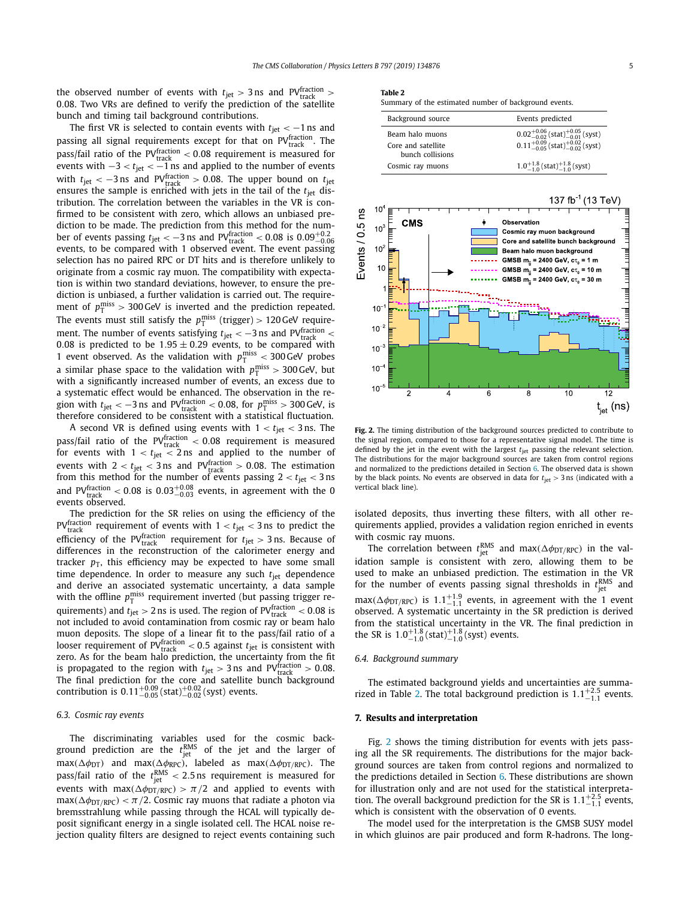the observed number of events with $t_{\text{jet}} > 3\,\text{ns}$ and $\text{PV}_{\text{track}}^{\text{fraction}} > 0.08$. Two VRs are defined to verify the prediction of the satellite bunch and timing tail background contributions.

The first VR is selected to contain events with $t_{\text{jet}} < -1\,\text{ns}$ and passing all signal requirements except for that on $\text{PV}_{\text{track}}^{\text{fraction}}$. The pass/fail ratio of the $\text{PV}_{\text{track}}^{\text{fraction}} < 0.08$ requirement is measured for events with $-3 < t_{\text{jet}} < -1\,\text{ns}$ and applied to the number of events with $t_{\text{jet}} < -3\,\text{ns}$ and $\text{PV}_{\text{track}}^{\text{fraction}} > 0.08$. The upper bound on $t_{\text{jet}}$ ensures the sample is enriched with jets in the tail of the $t_{\text{jet}}$ distribution. The correlation between the variables in the VR is confirmed to be consistent with zero, which allows an unbiased prediction to be made. The prediction from this method for the number of events passing $t_{\text{jet}} < -3\,\text{ns}$ and $\text{PV}_{\text{track}}^{\text{fraction}} < 0.08$ is $0.09^{+0.2}_{-0.06}$ events, to be compared with 1 observed event. The event passing selection has no paired RPC or DT hits and is therefore unlikely to originate from a cosmic ray muon. The compatibility with expectation is within two standard deviations, however, to ensure the prediction is unbiased, a further validation is carried out. The requirement of $p_{\text{T}}^{\text{miss}} > 300\,\text{GeV}$ is inverted and the prediction repeated. The events must still satisfy the $p_{\text{T}}^{\text{miss}}\,(\text{trigger}) > 120\,\text{GeV}$ requirement. The number of events satisfying $t_{\text{jet}} < -3\,\text{ns}$ and $\text{PV}_{\text{track}}^{\text{fraction}} < 0.08$ is predicted to be $1.95 \pm 0.29$ events, to be compared with 1 event observed. As the validation with $p_{\text{T}}^{\text{miss}} < 300\,\text{GeV}$ probes a similar phase space to the validation with $p_{\text{T}}^{\text{miss}} > 300\,\text{GeV}$, but with a significantly increased number of events, an excess due to a systematic effect would be enhanced. The observation in the region with $t_{\text{jet}} < -3\,\text{ns}$ and $\text{PV}_{\text{track}}^{\text{fraction}} < 0.08$, for $p_{\text{T}}^{\text{miss}} > 300\,\text{GeV}$, is therefore considered to be consistent with a statistical fluctuation.

A second VR is defined using events with $1 < t_{\text{jet}} < 3\,\text{ns}$. The pass/fail ratio of the $\text{PV}_{\text{track}}^{\text{fraction}} < 0.08$ requirement is measured for events with $1 < t_{\text{jet}} < 2\,\text{ns}$ and applied to the number of events with $2 < t_{\text{jet}} < 3\,\text{ns}$ and $\text{PV}_{\text{track}}^{\text{fraction}} > 0.08$. The estimation from this method for the number of events passing $2 < t_{\text{jet}} < 3\,\text{ns}$ and $\text{PV}_{\text{track}}^{\text{fraction}} < 0.08$ is $0.03^{+0.08}_{-0.03}$ events, in agreement with the 0 events observed.

The prediction for the SR relies on using the efficiency of the $\text{PV}_{\text{track}}^{\text{fraction}}$ requirement of events with $1 < t_{\text{jet}} < 3\,\text{ns}$ to predict the efficiency of the $\text{PV}_{\text{track}}^{\text{fraction}}$ requirement for $t_{\text{jet}} > 3\,\text{ns}$. Because of differences in the reconstruction of the calorimeter energy and tracker $p_{\text{T}}$, this efficiency may be expected to have some small time dependence. In order to measure any such $t_{\text{jet}}$ dependence and derive an associated systematic uncertainty, a data sample with the offline $p_{\text{T}}^{\text{miss}}$ requirement inverted (but passing trigger requirements) and $t_{\text{jet}} > 2\,\text{ns}$ is used. The region of $\text{PV}_{\text{track}}^{\text{fraction}} < 0.08$ is not included to avoid contamination from cosmic ray or beam halo muon deposits. The slope of a linear fit to the pass/fail ratio of a looser requirement of $\text{PV}_{\text{track}}^{\text{fraction}} < 0.5$ against $t_{\text{jet}}$ is consistent with zero. As for the beam halo prediction, the uncertainty from the fit is propagated to the region with $t_{\text{jet}} > 3\,\text{ns}$ and $\text{PV}_{\text{track}}^{\text{fraction}} > 0.08$. The final prediction for the core and satellite bunch background contribution is $0.11^{+0.09}_{-0.05}\,(\text{stat})^{+0.02}_{-0.02}\,(\text{syst})$ events.

### 6.3. Cosmic ray events

The discriminating variables used for the cosmic background prediction are the $t_{\text{jet}}^{\text{RMS}}$ of the jet and the larger of $\max(\Delta\phi_{\text{DT}})$ and $\max(\Delta\phi_{\text{RPC}})$, labeled as $\max(\Delta\phi_{\text{DT/RPC}})$. The pass/fail ratio of the $t_{\text{jet}}^{\text{RMS}} < 2.5\,\text{ns}$ requirement is measured for events with $\max(\Delta\phi_{\text{DT/RPC}}) > \pi/2$ and applied to events with $\max(\Delta\phi_{\text{DT/RPC}}) < \pi/2$. Cosmic ray muons that radiate a photon via bremsstrahlung while passing through the HCAL will typically deposit significant energy in a single isolated cell. The HCAL noise rejection quality filters are designed to reject events containing such isolated deposits, thus inverting these filters, with all other requirements applied, provides a validation region enriched in events with cosmic ray muons.

The correlation between $t_{\text{jet}}^{\text{RMS}}$ and $\max(\Delta\phi_{\text{DT/RPC}})$ in the validation sample is consistent with zero, allowing them to be used to make an unbiased prediction. The prediction in the VR for the number of events passing signal thresholds in $t_{\text{jet}}^{\text{RMS}}$ and $\max(\Delta\phi_{\text{DT/RPC}})$ is $1.1^{+1.9}_{-1.1}$ events, in agreement with the 1 event observed. A systematic uncertainty in the SR prediction is derived from the statistical uncertainty in the VR. The final prediction in the SR is $1.0^{+1.8}_{-1.0}\,(\text{stat})^{+1.8}_{-1.0}\,(\text{syst})$ events.

**Table 2**
Summary of the estimated number of background events.

| Background source | Events predicted |
|---|---|
| Beam halo muons | $0.02^{+0.06}_{-0.02}\,(\text{stat})^{+0.05}_{-0.01}\,(\text{syst})$ |
| Core and satellite bunch collisions | $0.11^{+0.09}_{-0.05}\,(\text{stat})^{+0.02}_{-0.02}\,(\text{syst})$ |
| Cosmic ray muons | $1.0^{+1.8}_{-1.0}\,(\text{stat})^{+1.8}_{-1.0}\,(\text{syst})$ |

**Fig. 2.** The timing distribution of the background sources predicted to contribute to the signal region, compared to those for a representative signal model. The time is defined by the jet in the event with the largest $t_{\text{jet}}$ passing the relevant selection. The distributions for the major background sources are taken from control regions and normalized to the predictions detailed in Section 6. The observed data is shown by the black points. No events are observed in data for $t_{\text{jet}} > 3\,\text{ns}$ (indicated with a vertical black line).

### 6.4. Background summary

The estimated background yields and uncertainties are summarized in Table 2. The total background prediction is $1.1^{+2.5}_{-1.1}$ events.

## 7. Results and interpretation

Fig. 2 shows the timing distribution for events with jets passing all the SR requirements. The distributions for the major background sources are taken from control regions and normalized to the predictions detailed in Section 6. These distributions are shown for illustration only and are not used for the statistical interpretation. The overall background prediction for the SR is $1.1^{+2.5}_{-1.1}$ events, which is consistent with the observation of 0 events.

The model used for the interpretation is the GMSB SUSY model in which gluinos are pair produced and form R-hadrons. The long-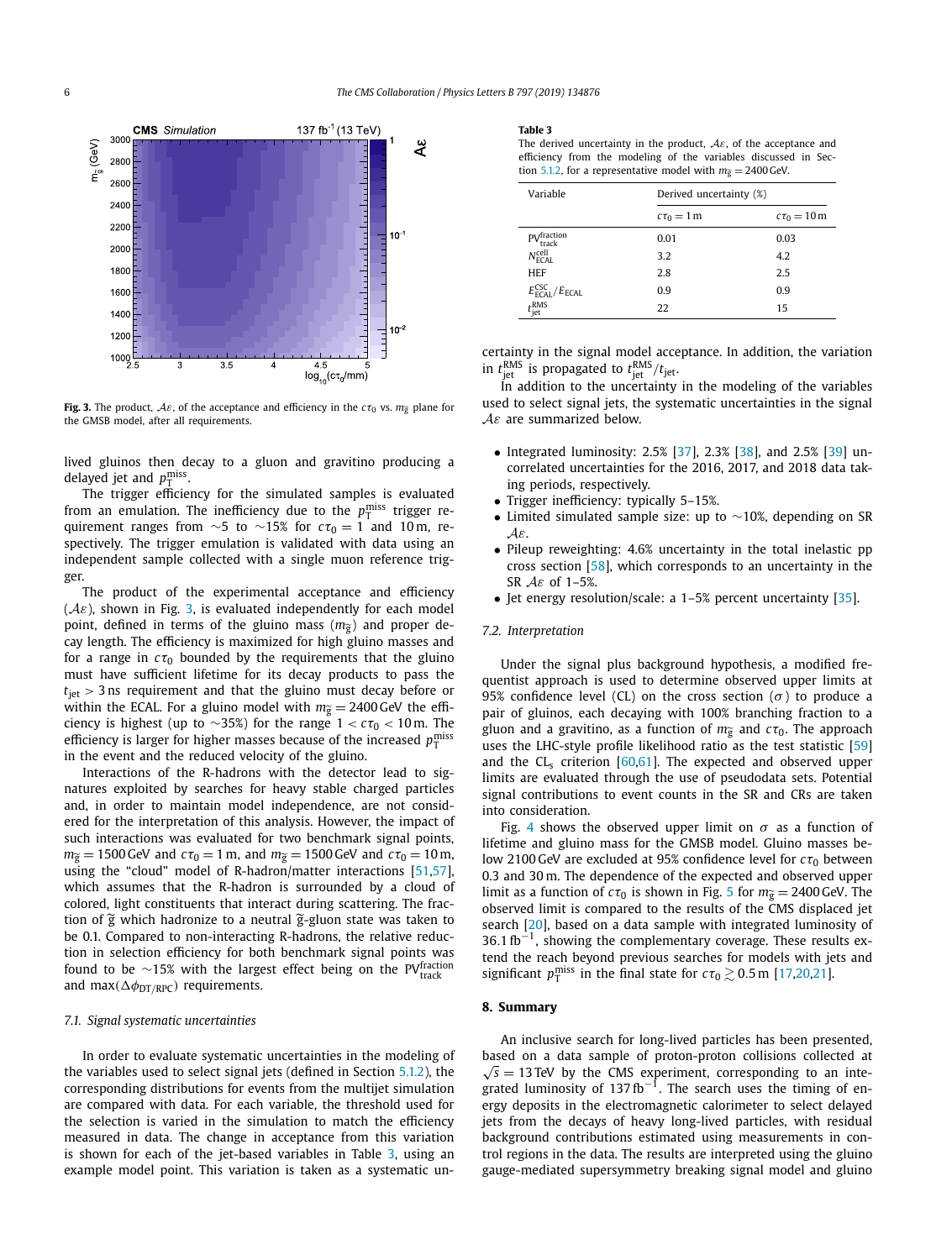Fig. 3. The product, $\mathcal{A}\varepsilon$, of the acceptance and efficiency in the $c\tau_0$ vs. $m_{\tilde{g}}$ plane for the GMSB model, after all requirements.

lived gluinos then decay to a gluon and gravitino producing a delayed jet and $p_T^{miss}$.

The trigger efficiency for the simulated samples is evaluated from an emulation. The inefficiency due to the $p_T^{miss}$ trigger requirement ranges from ~5 to ~15% for $c\tau_0 = 1$ and 10 m, respectively. The trigger emulation is validated with data using an independent sample collected with a single muon reference trigger.

The product of the experimental acceptance and efficiency ($\mathcal{A}\varepsilon$), shown in Fig. 3, is evaluated independently for each model point, defined in terms of the gluino mass ($m_{\tilde{g}}$) and proper decay length. The efficiency is maximized for high gluino masses and for a range in $c\tau_0$ bounded by the requirements that the gluino must have sufficient lifetime for its decay products to pass the $t_{jet} > 3$ ns requirement and that the gluino must decay before or within the ECAL. For a gluino model with $m_{\tilde{g}} = 2400$ GeV the efficiency is highest (up to ~35%) for the range $1 < c\tau_0 < 10$ m. The efficiency is larger for higher masses because of the increased $p_T^{miss}$ in the event and the reduced velocity of the gluino.

Interactions of the R-hadrons with the detector lead to signatures exploited by searches for heavy stable charged particles and, in order to maintain model independence, are not considered for the interpretation of this analysis. However, the impact of such interactions was evaluated for two benchmark signal points, $m_{\tilde{g}} = 1500$ GeV and $c\tau_0 = 1$ m, and $m_{\tilde{g}} = 1500$ GeV and $c\tau_0 = 10$ m, using the "cloud" model of R-hadron/matter interactions [51,57], which assumes that the R-hadron is surrounded by a cloud of colored, light constituents that interact during scattering. The fraction of $\tilde{g}$ which hadronize to a neutral $\tilde{g}$-gluon state was taken to be 0.1. Compared to non-interacting R-hadrons, the relative reduction in selection efficiency for both benchmark signal points was found to be ~15% with the largest effect being on the $PV_{track}^{fraction}$ and $\max(\Delta\phi_{DT/RPC})$ requirements.

### 7.1. Signal systematic uncertainties

In order to evaluate systematic uncertainties in the modeling of the variables used to select signal jets (defined in Section 5.1.2), the corresponding distributions for events from the multijet simulation are compared with data. For each variable, the threshold used for the selection is varied in the simulation to match the efficiency measured in data. The change in acceptance from this variation is shown for each of the jet-based variables in Table 3, using an example model point. This variation is taken as a systematic uncertainty in the signal model acceptance. In addition, the variation in $t_{jet}^{RMS}$ is propagated to $t_{jet}^{RMS}/t_{jet}$.

**Table 3**
The derived uncertainty in the product, $\mathcal{A}\varepsilon$, of the acceptance and efficiency from the modeling of the variables discussed in Section 5.1.2, for a representative model with $m_{\tilde{g}} = 2400$ GeV.

| Variable | Derived uncertainty (%) | |
|---|---|---|
| | $c\tau_0 = 1$ m | $c\tau_0 = 10$ m |
| $PV_{track}^{fraction}$ | 0.01 | 0.03 |
| $N_{ECAL}^{cell}$ | 3.2 | 4.2 |
| HEF | 2.8 | 2.5 |
| $E_{ECAL}^{CSC}/E_{ECAL}$ | 0.9 | 0.9 |
| $t_{jet}^{RMS}$ | 22 | 15 |

In addition to the uncertainty in the modeling of the variables used to select signal jets, the systematic uncertainties in the signal $\mathcal{A}\varepsilon$ are summarized below.

- Integrated luminosity: 2.5% [37], 2.3% [38], and 2.5% [39] uncorrelated uncertainties for the 2016, 2017, and 2018 data taking periods, respectively.
- Trigger inefficiency: typically 5–15%.
- Limited simulated sample size: up to ~10%, depending on SR $\mathcal{A}\varepsilon$.
- Pileup reweighting: 4.6% uncertainty in the total inelastic pp cross section [58], which corresponds to an uncertainty in the SR $\mathcal{A}\varepsilon$ of 1–5%.
- Jet energy resolution/scale: a 1–5% percent uncertainty [35].

### 7.2. Interpretation

Under the signal plus background hypothesis, a modified frequentist approach is used to determine observed upper limits at 95% confidence level (CL) on the cross section ($\sigma$) to produce a pair of gluinos, each decaying with 100% branching fraction to a gluon and a gravitino, as a function of $m_{\tilde{g}}$ and $c\tau_0$. The approach uses the LHC-style profile likelihood ratio as the test statistic [59] and the $CL_s$ criterion [60,61]. The expected and observed upper limits are evaluated through the use of pseudodata sets. Potential signal contributions to event counts in the SR and CRs are taken into consideration.

Fig. 4 shows the observed upper limit on $\sigma$ as a function of lifetime and gluino mass for the GMSB model. Gluino masses below 2100 GeV are excluded at 95% confidence level for $c\tau_0$ between 0.3 and 30 m. The dependence of the expected and observed upper limit as a function of $c\tau_0$ is shown in Fig. 5 for $m_{\tilde{g}} = 2400$ GeV. The observed limit is compared to the results of the CMS displaced jet search [20], based on a data sample with integrated luminosity of $36.1\,\text{fb}^{-1}$, showing the complementary coverage. These results extend the reach beyond previous searches for models with jets and significant $p_T^{miss}$ in the final state for $c\tau_0 \gtrsim 0.5$ m [17,20,21].

## 8. Summary

An inclusive search for long-lived particles has been presented, based on a data sample of proton-proton collisions collected at $\sqrt{s} = 13$ TeV by the CMS experiment, corresponding to an integrated luminosity of $137\,\text{fb}^{-1}$. The search uses the timing of energy deposits in the electromagnetic calorimeter to select delayed jets from the decays of heavy long-lived particles, with residual background contributions estimated using measurements in control regions in the data. The results are interpreted using the gluino gauge-mediated supersymmetry breaking signal model and gluino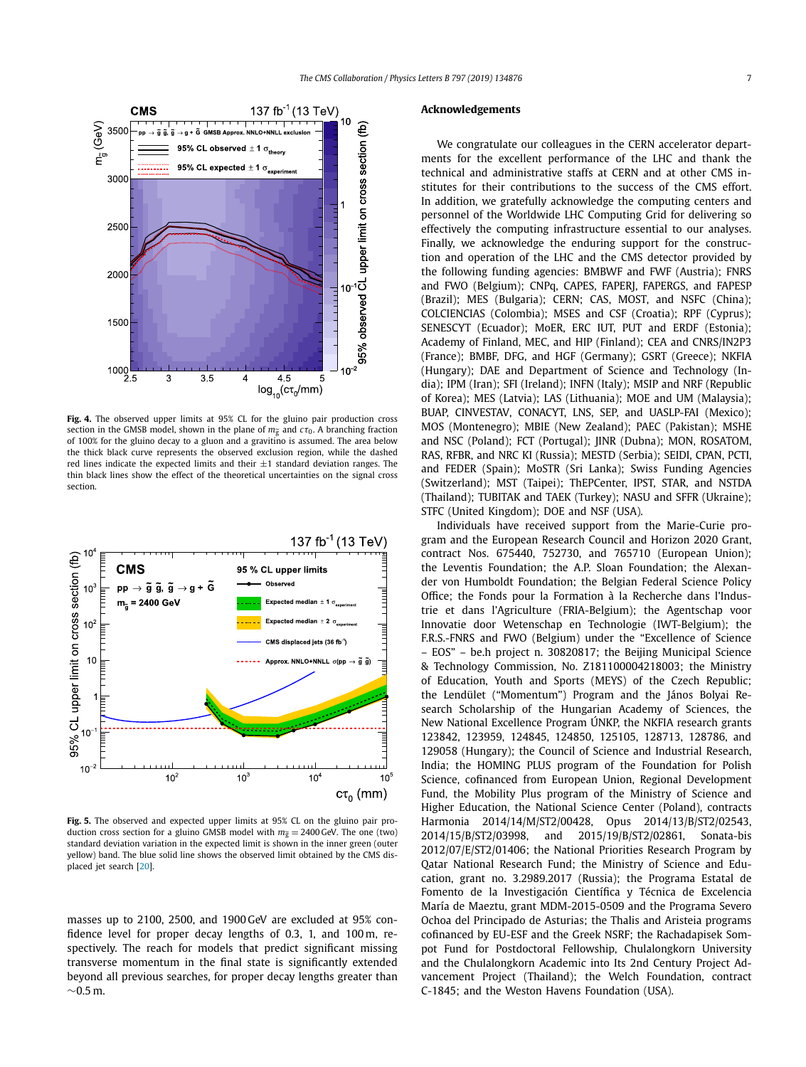Fig. 4. The observed upper limits at 95% CL for the gluino pair production cross section in the GMSB model, shown in the plane of $m_{\tilde{g}}$ and $c\tau_0$. A branching fraction of 100% for the gluino decay to a gluon and a gravitino is assumed. The area below the thick black curve represents the observed exclusion region, while the dashed red lines indicate the expected limits and their $\pm1$ standard deviation ranges. The thin black lines show the effect of the theoretical uncertainties on the signal cross section.

Fig. 5. The observed and expected upper limits at 95% CL on the gluino pair production cross section for a gluino GMSB model with $m_{\tilde{g}} = 2400\,\text{GeV}$. The one (two) standard deviation variation in the expected limit is shown in the inner green (outer yellow) band. The blue solid line shows the observed limit obtained by the CMS displaced jet search [20].

masses up to 2100, 2500, and 1900 GeV are excluded at 95% confidence level for proper decay lengths of 0.3, 1, and 100 m, respectively. The reach for models that predict significant missing transverse momentum in the final state is significantly extended beyond all previous searches, for proper decay lengths greater than $\sim$0.5 m.

## Acknowledgements

We congratulate our colleagues in the CERN accelerator departments for the excellent performance of the LHC and thank the technical and administrative staffs at CERN and at other CMS institutes for their contributions to the success of the CMS effort. In addition, we gratefully acknowledge the computing centers and personnel of the Worldwide LHC Computing Grid for delivering so effectively the computing infrastructure essential to our analyses. Finally, we acknowledge the enduring support for the construction and operation of the LHC and the CMS detector provided by the following funding agencies: BMBWF and FWF (Austria); FNRS and FWO (Belgium); CNPq, CAPES, FAPERJ, FAPERGS, and FAPESP (Brazil); MES (Bulgaria); CERN; CAS, MOST, and NSFC (China); COLCIENCIAS (Colombia); MSES and CSF (Croatia); RPF (Cyprus); SENESCYT (Ecuador); MoER, ERC IUT, PUT and ERDF (Estonia); Academy of Finland, MEC, and HIP (Finland); CEA and CNRS/IN2P3 (France); BMBF, DFG, and HGF (Germany); GSRT (Greece); NKFIA (Hungary); DAE and Department of Science and Technology (India); IPM (Iran); SFI (Ireland); INFN (Italy); MSIP and NRF (Republic of Korea); MES (Latvia); LAS (Lithuania); MOE and UM (Malaysia); BUAP, CINVESTAV, CONACYT, LNS, SEP, and UASLP-FAI (Mexico); MOS (Montenegro); MBIE (New Zealand); PAEC (Pakistan); MSHE and NSC (Poland); FCT (Portugal); JINR (Dubna); MON, ROSATOM, RAS, RFBR, and NRC KI (Russia); MESTD (Serbia); SEIDI, CPAN, PCTI, and FEDER (Spain); MoSTR (Sri Lanka); Swiss Funding Agencies (Switzerland); MST (Taipei); ThEPCenter, IPST, STAR, and NSTDA (Thailand); TUBITAK and TAEK (Turkey); NASU and SFFR (Ukraine); STFC (United Kingdom); DOE and NSF (USA).

Individuals have received support from the Marie-Curie program and the European Research Council and Horizon 2020 Grant, contract Nos. 675440, 752730, and 765710 (European Union); the Leventis Foundation; the A.P. Sloan Foundation; the Alexander von Humboldt Foundation; the Belgian Federal Science Policy Office; the Fonds pour la Formation à la Recherche dans l'Industrie et dans l'Agriculture (FRIA-Belgium); the Agentschap voor Innovatie door Wetenschap en Technologie (IWT-Belgium); the F.R.S.-FNRS and FWO (Belgium) under the "Excellence of Science – EOS" – be.h project n. 30820817; the Beijing Municipal Science & Technology Commission, No. Z181100004218003; the Ministry of Education, Youth and Sports (MEYS) of the Czech Republic; the Lendület ("Momentum") Program and the János Bolyai Research Scholarship of the Hungarian Academy of Sciences, the New National Excellence Program ÚNKP, the NKFIA research grants 123842, 123959, 124845, 124850, 125105, 128713, 128786, and 129058 (Hungary); the Council of Science and Industrial Research, India; the HOMING PLUS program of the Foundation for Polish Science, cofinanced from European Union, Regional Development Fund, the Mobility Plus program of the Ministry of Science and Higher Education, the National Science Center (Poland), contracts Harmonia 2014/14/M/ST2/00428, Opus 2014/13/B/ST2/02543, 2014/15/B/ST2/03998, and 2015/19/B/ST2/02861, Sonata-bis 2012/07/E/ST2/01406; the National Priorities Research Program by Qatar National Research Fund; the Ministry of Science and Education, grant no. 3.2989.2017 (Russia); the Programa Estatal de Fomento de la Investigación Científica y Técnica de Excelencia María de Maeztu, grant MDM-2015-0509 and the Programa Severo Ochoa del Principado de Asturias; the Thalis and Aristeia programs cofinanced by EU-ESF and the Greek NSRF; the Rachadapisek Sompot Fund for Postdoctoral Fellowship, Chulalongkorn University and the Chulalongkorn Academic into Its 2nd Century Project Advancement Project (Thailand); the Welch Foundation, contract C-1845; and the Weston Havens Foundation (USA).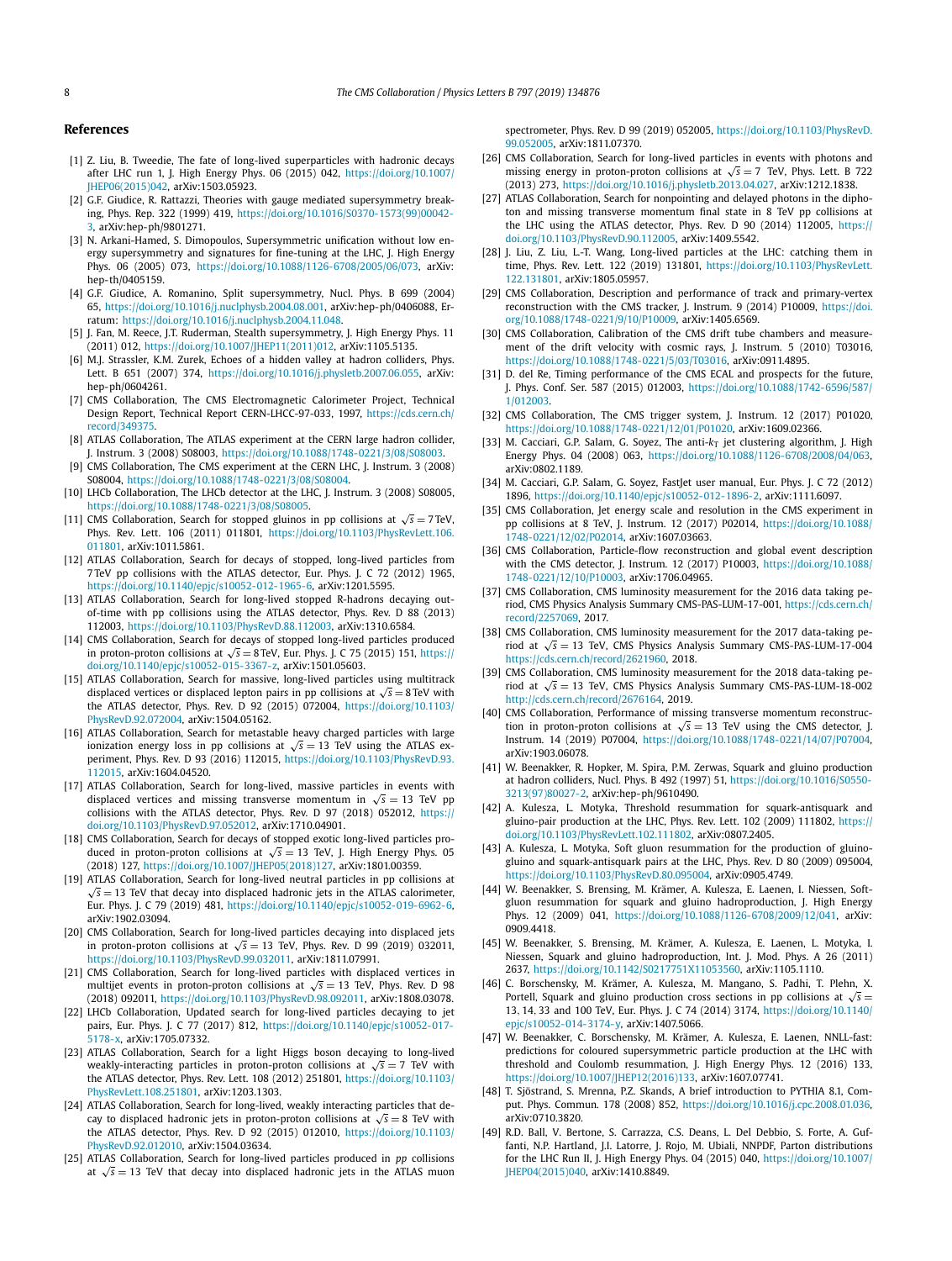## References

[1] Z. Liu, B. Tweedie, The fate of long-lived superparticles with hadronic decays after LHC run 1, J. High Energy Phys. 06 (2015) 042, https://doi.org/10.1007/JHEP06(2015)042, arXiv:1503.05923.

[2] G.F. Giudice, R. Rattazzi, Theories with gauge mediated supersymmetry breaking, Phys. Rep. 322 (1999) 419, https://doi.org/10.1016/S0370-1573(99)00042-3, arXiv:hep-ph/9801271.

[3] N. Arkani-Hamed, S. Dimopoulos, Supersymmetric unification without low energy supersymmetry and signatures for fine-tuning at the LHC, J. High Energy Phys. 06 (2005) 073, https://doi.org/10.1088/1126-6708/2005/06/073, arXiv:hep-th/0405159.

[4] G.F. Giudice, A. Romanino, Split supersymmetry, Nucl. Phys. B 699 (2004) 65, https://doi.org/10.1016/j.nuclphysb.2004.08.001, arXiv:hep-ph/0406088, Erratum: https://doi.org/10.1016/j.nuclphysb.2004.11.048.

[5] J. Fan, M. Reece, J.T. Ruderman, Stealth supersymmetry, J. High Energy Phys. 11 (2011) 012, https://doi.org/10.1007/JHEP11(2011)012, arXiv:1105.5135.

[6] M.J. Strassler, K.M. Zurek, Echoes of a hidden valley at hadron colliders, Phys. Lett. B 651 (2007) 374, https://doi.org/10.1016/j.physletb.2007.06.055, arXiv:hep-ph/0604261.

[7] CMS Collaboration, The CMS Electromagnetic Calorimeter Project, Technical Design Report, Technical Report CERN-LHCC-97-033, 1997, https://cds.cern.ch/record/349375.

[8] ATLAS Collaboration, The ATLAS experiment at the CERN large hadron collider, J. Instrum. 3 (2008) S08003, https://doi.org/10.1088/1748-0221/3/08/S08003.

[9] CMS Collaboration, The CMS experiment at the CERN LHC, J. Instrum. 3 (2008) S08004, https://doi.org/10.1088/1748-0221/3/08/S08004.

[10] LHCb Collaboration, The LHCb detector at the LHC, J. Instrum. 3 (2008) S08005, https://doi.org/10.1088/1748-0221/3/08/S08005.

[11] CMS Collaboration, Search for stopped gluinos in pp collisions at $\sqrt{s} = 7$ TeV, Phys. Rev. Lett. 106 (2011) 011801, https://doi.org/10.1103/PhysRevLett.106.011801, arXiv:1011.5861.

[12] ATLAS Collaboration, Search for decays of stopped, long-lived particles from 7 TeV pp collisions with the ATLAS detector, Eur. Phys. J. C 72 (2012) 1965, https://doi.org/10.1140/epjc/s10052-012-1965-6, arXiv:1201.5595.

[13] ATLAS Collaboration, Search for long-lived stopped R-hadrons decaying out-of-time with pp collisions using the ATLAS detector, Phys. Rev. D 88 (2013) 112003, https://doi.org/10.1103/PhysRevD.88.112003, arXiv:1310.6584.

[14] CMS Collaboration, Search for decays of stopped long-lived particles produced in proton-proton collisions at $\sqrt{s} = 8$ TeV, Eur. Phys. J. C 75 (2015) 151, https://doi.org/10.1140/epjc/s10052-015-3367-z, arXiv:1501.05603.

[15] ATLAS Collaboration, Search for massive, long-lived particles using multitrack displaced vertices or displaced lepton pairs in pp collisions at $\sqrt{s} = 8$ TeV with the ATLAS detector, Phys. Rev. D 92 (2015) 072004, https://doi.org/10.1103/PhysRevD.92.072004, arXiv:1504.05162.

[16] ATLAS Collaboration, Search for metastable heavy charged particles with large ionization energy loss in pp collisions at $\sqrt{s} = 13$ TeV using the ATLAS experiment, Phys. Rev. D 93 (2016) 112015, https://doi.org/10.1103/PhysRevD.93.112015, arXiv:1604.04520.

[17] ATLAS Collaboration, Search for long-lived, massive particles in events with displaced vertices and missing transverse momentum in $\sqrt{s} = 13$ TeV pp collisions with the ATLAS detector, Phys. Rev. D 97 (2018) 052012, https://doi.org/10.1103/PhysRevD.97.052012, arXiv:1710.04901.

[18] CMS Collaboration, Search for decays of stopped exotic long-lived particles produced in proton-proton collisions at $\sqrt{s} = 13$ TeV, J. High Energy Phys. 05 (2018) 127, https://doi.org/10.1007/JHEP05(2018)127, arXiv:1801.00359.

[19] ATLAS Collaboration, Search for long-lived neutral particles in pp collisions at $\sqrt{s} = 13$ TeV that decay into displaced hadronic jets in the ATLAS calorimeter, Eur. Phys. J. C 79 (2019) 481, https://doi.org/10.1140/epjc/s10052-019-6962-6, arXiv:1902.03094.

[20] CMS Collaboration, Search for long-lived particles decaying into displaced jets in proton-proton collisions at $\sqrt{s} = 13$ TeV, Phys. Rev. D 99 (2019) 032011, https://doi.org/10.1103/PhysRevD.99.032011, arXiv:1811.07991.

[21] CMS Collaboration, Search for long-lived particles with displaced vertices in multijet events in proton-proton collisions at $\sqrt{s} = 13$ TeV, Phys. Rev. D 98 (2018) 092011, https://doi.org/10.1103/PhysRevD.98.092011, arXiv:1808.03078.

[22] LHCb Collaboration, Updated search for long-lived particles decaying to jet pairs, Eur. Phys. J. C 77 (2017) 812, https://doi.org/10.1140/epjc/s10052-017-5178-x, arXiv:1705.07332.

[23] ATLAS Collaboration, Search for a light Higgs boson decaying to long-lived weakly-interacting particles in proton-proton collisions at $\sqrt{s} = 7$ TeV with the ATLAS detector, Phys. Rev. Lett. 108 (2012) 251801, https://doi.org/10.1103/PhysRevLett.108.251801, arXiv:1203.1303.

[24] ATLAS Collaboration, Search for long-lived, weakly interacting particles that decay to displaced hadronic jets in proton-proton collisions at $\sqrt{s} = 8$ TeV with the ATLAS detector, Phys. Rev. D 92 (2015) 012010, https://doi.org/10.1103/PhysRevD.92.012010, arXiv:1504.03634.

[25] ATLAS Collaboration, Search for long-lived particles produced in *pp* collisions at $\sqrt{s} = 13$ TeV that decay into displaced hadronic jets in the ATLAS muon spectrometer, Phys. Rev. D 99 (2019) 052005, https://doi.org/10.1103/PhysRevD.99.052005, arXiv:1811.07370.

[26] CMS Collaboration, Search for long-lived particles in events with photons and missing energy in proton-proton collisions at $\sqrt{s} = 7$ TeV, Phys. Lett. B 722 (2013) 273, https://doi.org/10.1016/j.physletb.2013.04.027, arXiv:1212.1838.

[27] ATLAS Collaboration, Search for nonpointing and delayed photons in the diphoton and missing transverse momentum final state in 8 TeV pp collisions at the LHC using the ATLAS detector, Phys. Rev. D 90 (2014) 112005, https://doi.org/10.1103/PhysRevD.90.112005, arXiv:1409.5542.

[28] J. Liu, Z. Liu, L.-T. Wang, Long-lived particles at the LHC: catching them in time, Phys. Rev. Lett. 122 (2019) 131801, https://doi.org/10.1103/PhysRevLett.122.131801, arXiv:1805.05957.

[29] CMS Collaboration, Description and performance of track and primary-vertex reconstruction with the CMS tracker, J. Instrum. 9 (2014) P10009, https://doi.org/10.1088/1748-0221/9/10/P10009, arXiv:1405.6569.

[30] CMS Collaboration, Calibration of the CMS drift tube chambers and measurement of the drift velocity with cosmic rays, J. Instrum. 5 (2010) T03016, https://doi.org/10.1088/1748-0221/5/03/T03016, arXiv:0911.4895.

[31] D. del Re, Timing performance of the CMS ECAL and prospects for the future, J. Phys. Conf. Ser. 587 (2015) 012003, https://doi.org/10.1088/1742-6596/587/1/012003.

[32] CMS Collaboration, The CMS trigger system, J. Instrum. 12 (2017) P01020, https://doi.org/10.1088/1748-0221/12/01/P01020, arXiv:1609.02366.

[33] M. Cacciari, G.P. Salam, G. Soyez, The anti-$k_T$ jet clustering algorithm, J. High Energy Phys. 04 (2008) 063, https://doi.org/10.1088/1126-6708/2008/04/063, arXiv:0802.1189.

[34] M. Cacciari, G.P. Salam, G. Soyez, FastJet user manual, Eur. Phys. J. C 72 (2012) 1896, https://doi.org/10.1140/epjc/s10052-012-1896-2, arXiv:1111.6097.

[35] CMS Collaboration, Jet energy scale and resolution in the CMS experiment in pp collisions at 8 TeV, J. Instrum. 12 (2017) P02014, https://doi.org/10.1088/1748-0221/12/02/P02014, arXiv:1607.03663.

[36] CMS Collaboration, Particle-flow reconstruction and global event description with the CMS detector, J. Instrum. 12 (2017) P10003, https://doi.org/10.1088/1748-0221/12/10/P10003, arXiv:1706.04965.

[37] CMS Collaboration, CMS luminosity measurement for the 2016 data taking period, CMS Physics Analysis Summary CMS-PAS-LUM-17-001, https://cds.cern.ch/record/2257069, 2017.

[38] CMS Collaboration, CMS luminosity measurement for the 2017 data-taking period at $\sqrt{s} = 13$ TeV, CMS Physics Analysis Summary CMS-PAS-LUM-17-004 https://cds.cern.ch/record/2621960, 2018.

[39] CMS Collaboration, CMS luminosity measurement for the 2018 data-taking period at $\sqrt{s} = 13$ TeV, CMS Physics Analysis Summary CMS-PAS-LUM-18-002 http://cds.cern.ch/record/2676164, 2019.

[40] CMS Collaboration, Performance of missing transverse momentum reconstruction in proton-proton collisions at $\sqrt{s} = 13$ TeV using the CMS detector, J. Instrum. 14 (2019) P07004, https://doi.org/10.1088/1748-0221/14/07/P07004, arXiv:1903.06078.

[41] W. Beenakker, R. Hopker, M. Spira, P.M. Zerwas, Squark and gluino production at hadron colliders, Nucl. Phys. B 492 (1997) 51, https://doi.org/10.1016/S0550-3213(97)80027-2, arXiv:hep-ph/9610490.

[42] A. Kulesza, L. Motyka, Threshold resummation for squark-antisquark and gluino-pair production at the LHC, Phys. Rev. Lett. 102 (2009) 111802, https://doi.org/10.1103/PhysRevLett.102.111802, arXiv:0807.2405.

[43] A. Kulesza, L. Motyka, Soft gluon resummation for the production of gluino-gluino and squark-antisquark pairs at the LHC, Phys. Rev. D 80 (2009) 095004, https://doi.org/10.1103/PhysRevD.80.095004, arXiv:0905.4749.

[44] W. Beenakker, S. Brensing, M. Krämer, A. Kulesza, E. Laenen, I. Niessen, Soft-gluon resummation for squark and gluino hadroproduction, J. High Energy Phys. 12 (2009) 041, https://doi.org/10.1088/1126-6708/2009/12/041, arXiv:0909.4418.

[45] W. Beenakker, S. Brensing, M. Krämer, A. Kulesza, E. Laenen, L. Motyka, I. Niessen, Squark and gluino hadroproduction, Int. J. Mod. Phys. A 26 (2011) 2637, https://doi.org/10.1142/S0217751X11053560, arXiv:1105.1110.

[46] C. Borschensky, M. Krämer, A. Kulesza, M. Mangano, S. Padhi, T. Plehn, X. Portell, Squark and gluino production cross sections in pp collisions at $\sqrt{s} =$ 13, 14, 33 and 100 TeV, Eur. Phys. J. C 74 (2014) 3174, https://doi.org/10.1140/epjc/s10052-014-3174-y, arXiv:1407.5066.

[47] W. Beenakker, C. Borschensky, M. Krämer, A. Kulesza, E. Laenen, NNLL-fast: predictions for coloured supersymmetric particle production at the LHC with threshold and Coulomb resummation, J. High Energy Phys. 12 (2016) 133, https://doi.org/10.1007/JHEP12(2016)133, arXiv:1607.07741.

[48] T. Sjöstrand, S. Mrenna, P.Z. Skands, A brief introduction to PYTHIA 8.1, Comput. Phys. Commun. 178 (2008) 852, https://doi.org/10.1016/j.cpc.2008.01.036, arXiv:0710.3820.

[49] R.D. Ball, V. Bertone, S. Carrazza, C.S. Deans, L. Del Debbio, S. Forte, A. Guffanti, N.P. Hartland, J.I. Latorre, J. Rojo, M. Ubiali, NNPDF, Parton distributions for the LHC Run II, J. High Energy Phys. 04 (2015) 040, https://doi.org/10.1007/JHEP04(2015)040, arXiv:1410.8849.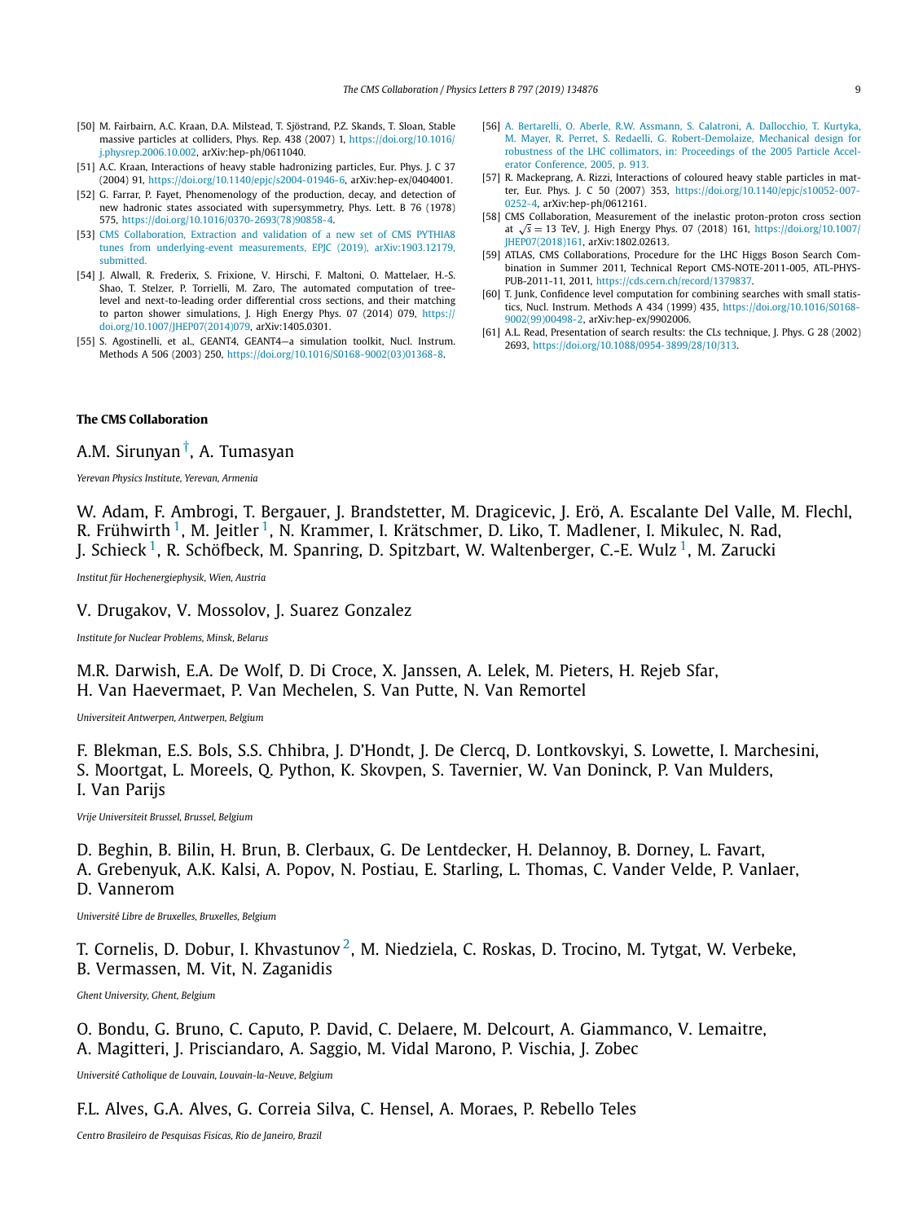[50] M. Fairbairn, A.C. Kraan, D.A. Milstead, T. Sjöstrand, P.Z. Skands, T. Sloan, Stable massive particles at colliders, Phys. Rep. 438 (2007) 1, https://doi.org/10.1016/j.physrep.2006.10.002, arXiv:hep-ph/0611040.

[51] A.C. Kraan, Interactions of heavy stable hadronizing particles, Eur. Phys. J. C 37 (2004) 91, https://doi.org/10.1140/epjc/s2004-01946-6, arXiv:hep-ex/0404001.

[52] G. Farrar, P. Fayet, Phenomenology of the production, decay, and detection of new hadronic states associated with supersymmetry, Phys. Lett. B 76 (1978) 575, https://doi.org/10.1016/0370-2693(78)90858-4.

[53] CMS Collaboration, Extraction and validation of a new set of CMS PYTHIA8 tunes from underlying-event measurements, EPJC (2019), arXiv:1903.12179, submitted.

[54] J. Alwall, R. Frederix, S. Frixione, V. Hirschi, F. Maltoni, O. Mattelaer, H.-S. Shao, T. Stelzer, P. Torrielli, M. Zaro, The automated computation of tree-level and next-to-leading order differential cross sections, and their matching to parton shower simulations, J. High Energy Phys. 07 (2014) 079, https://doi.org/10.1007/JHEP07(2014)079, arXiv:1405.0301.

[55] S. Agostinelli, et al., GEANT4, GEANT4—a simulation toolkit, Nucl. Instrum. Methods A 506 (2003) 250, https://doi.org/10.1016/S0168-9002(03)01368-8.

[56] A. Bertarelli, O. Aberle, R.W. Assmann, S. Calatroni, A. Dallocchio, T. Kurtyka, M. Mayer, R. Perret, S. Redaelli, G. Robert-Demolaize, Mechanical design for robustness of the LHC collimators, in: Proceedings of the 2005 Particle Accelerator Conference, 2005, p. 913.

[57] R. Mackeprang, A. Rizzi, Interactions of coloured heavy stable particles in matter, Eur. Phys. J. C 50 (2007) 353, https://doi.org/10.1140/epjc/s10052-007-0252-4, arXiv:hep-ph/0612161.

[58] CMS Collaboration, Measurement of the inelastic proton-proton cross section at $\sqrt{s} = 13$ TeV, J. High Energy Phys. 07 (2018) 161, https://doi.org/10.1007/JHEP07(2018)161, arXiv:1802.02613.

[59] ATLAS, CMS Collaborations, Procedure for the LHC Higgs Boson Search Combination in Summer 2011, Technical Report CMS-NOTE-2011-005, ATL-PHYS-PUB-2011-11, 2011, https://cds.cern.ch/record/1379837.

[60] T. Junk, Confidence level computation for combining searches with small statistics, Nucl. Instrum. Methods A 434 (1999) 435, https://doi.org/10.1016/S0168-9002(99)00498-2, arXiv:hep-ex/9902006.

[61] A.L. Read, Presentation of search results: the CLs technique, J. Phys. G 28 (2002) 2693, https://doi.org/10.1088/0954-3899/28/10/313.

**The CMS Collaboration**

A.M. Sirunyan [†], A. Tumasyan

*Yerevan Physics Institute, Yerevan, Armenia*

W. Adam, F. Ambrogi, T. Bergauer, J. Brandstetter, M. Dragicevic, J. Erö, A. Escalante Del Valle, M. Flechl, R. Frühwirth [1], M. Jeitler [1], N. Krammer, I. Krätschmer, D. Liko, T. Madlener, I. Mikulec, N. Rad, J. Schieck [1], R. Schöfbeck, M. Spanring, D. Spitzbart, W. Waltenberger, C.-E. Wulz [1], M. Zarucki

*Institut für Hochenergiephysik, Wien, Austria*

V. Drugakov, V. Mossolov, J. Suarez Gonzalez

*Institute for Nuclear Problems, Minsk, Belarus*

M.R. Darwish, E.A. De Wolf, D. Di Croce, X. Janssen, A. Lelek, M. Pieters, H. Rejeb Sfar, H. Van Haevermaet, P. Van Mechelen, S. Van Putte, N. Van Remortel

*Universiteit Antwerpen, Antwerpen, Belgium*

F. Blekman, E.S. Bols, S.S. Chhibra, J. D'Hondt, J. De Clercq, D. Lontkovskyi, S. Lowette, I. Marchesini, S. Moortgat, L. Moreels, Q. Python, K. Skovpen, S. Tavernier, W. Van Doninck, P. Van Mulders, I. Van Parijs

*Vrije Universiteit Brussel, Brussel, Belgium*

D. Beghin, B. Bilin, H. Brun, B. Clerbaux, G. De Lentdecker, H. Delannoy, B. Dorney, L. Favart, A. Grebenyuk, A.K. Kalsi, A. Popov, N. Postiau, E. Starling, L. Thomas, C. Vander Velde, P. Vanlaer, D. Vannerom

*Université Libre de Bruxelles, Bruxelles, Belgium*

T. Cornelis, D. Dobur, I. Khvastunov [2], M. Niedziela, C. Roskas, D. Trocino, M. Tytgat, W. Verbeke, B. Vermassen, M. Vit, N. Zaganidis

*Ghent University, Ghent, Belgium*

O. Bondu, G. Bruno, C. Caputo, P. David, C. Delaere, M. Delcourt, A. Giammanco, V. Lemaitre, A. Magitteri, J. Prisciandaro, A. Saggio, M. Vidal Marono, P. Vischia, J. Zobec

*Université Catholique de Louvain, Louvain-la-Neuve, Belgium*

F.L. Alves, G.A. Alves, G. Correia Silva, C. Hensel, A. Moraes, P. Rebello Teles

*Centro Brasileiro de Pesquisas Fisicas, Rio de Janeiro, Brazil*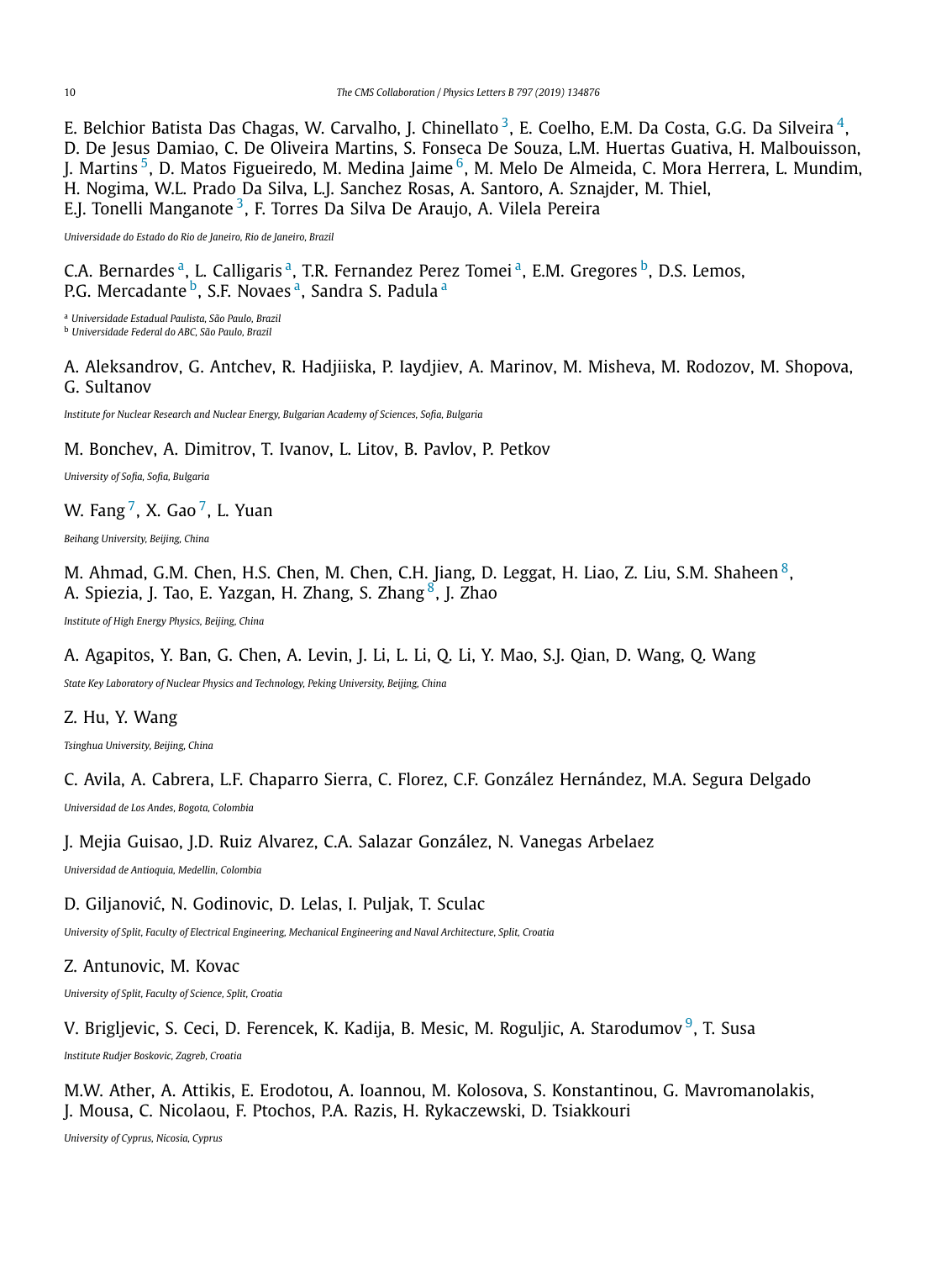E. Belchior Batista Das Chagas, W. Carvalho, J. Chinellato [3], E. Coelho, E.M. Da Costa, G.G. Da Silveira [4], D. De Jesus Damiao, C. De Oliveira Martins, S. Fonseca De Souza, L.M. Huertas Guativa, H. Malbouisson, J. Martins [5], D. Matos Figueiredo, M. Medina Jaime [6], M. Melo De Almeida, C. Mora Herrera, L. Mundim, H. Nogima, W.L. Prado Da Silva, L.J. Sanchez Rosas, A. Santoro, A. Sznajder, M. Thiel, E.J. Tonelli Manganote [3], F. Torres Da Silva De Araujo, A. Vilela Pereira

*Universidade do Estado do Rio de Janeiro, Rio de Janeiro, Brazil*

C.A. Bernardes [a], L. Calligaris [a], T.R. Fernandez Perez Tomei [a], E.M. Gregores [b], D.S. Lemos, P.G. Mercadante [b], S.F. Novaes [a], Sandra S. Padula [a]

[a] *Universidade Estadual Paulista, São Paulo, Brazil*
[b] *Universidade Federal do ABC, São Paulo, Brazil*

A. Aleksandrov, G. Antchev, R. Hadjiiska, P. Iaydjiev, A. Marinov, M. Misheva, M. Rodozov, M. Shopova, G. Sultanov

*Institute for Nuclear Research and Nuclear Energy, Bulgarian Academy of Sciences, Sofia, Bulgaria*

M. Bonchev, A. Dimitrov, T. Ivanov, L. Litov, B. Pavlov, P. Petkov

*University of Sofia, Sofia, Bulgaria*

W. Fang [7], X. Gao [7], L. Yuan

*Beihang University, Beijing, China*

M. Ahmad, G.M. Chen, H.S. Chen, M. Chen, C.H. Jiang, D. Leggat, H. Liao, Z. Liu, S.M. Shaheen [8], A. Spiezia, J. Tao, E. Yazgan, H. Zhang, S. Zhang [8], J. Zhao

*Institute of High Energy Physics, Beijing, China*

A. Agapitos, Y. Ban, G. Chen, A. Levin, J. Li, L. Li, Q. Li, Y. Mao, S.J. Qian, D. Wang, Q. Wang

*State Key Laboratory of Nuclear Physics and Technology, Peking University, Beijing, China*

Z. Hu, Y. Wang

*Tsinghua University, Beijing, China*

C. Avila, A. Cabrera, L.F. Chaparro Sierra, C. Florez, C.F. González Hernández, M.A. Segura Delgado

*Universidad de Los Andes, Bogota, Colombia*

J. Mejia Guisao, J.D. Ruiz Alvarez, C.A. Salazar González, N. Vanegas Arbelaez

*Universidad de Antioquia, Medellin, Colombia*

D. Giljanović, N. Godinovic, D. Lelas, I. Puljak, T. Sculac

*University of Split, Faculty of Electrical Engineering, Mechanical Engineering and Naval Architecture, Split, Croatia*

Z. Antunovic, M. Kovac

*University of Split, Faculty of Science, Split, Croatia*

V. Brigljevic, S. Ceci, D. Ferencek, K. Kadija, B. Mesic, M. Roguljic, A. Starodumov [9], T. Susa

*Institute Rudjer Boskovic, Zagreb, Croatia*

M.W. Ather, A. Attikis, E. Erodotou, A. Ioannou, M. Kolosova, S. Konstantinou, G. Mavromanolakis, J. Mousa, C. Nicolaou, F. Ptochos, P.A. Razis, H. Rykaczewski, D. Tsiakkouri

*University of Cyprus, Nicosia, Cyprus*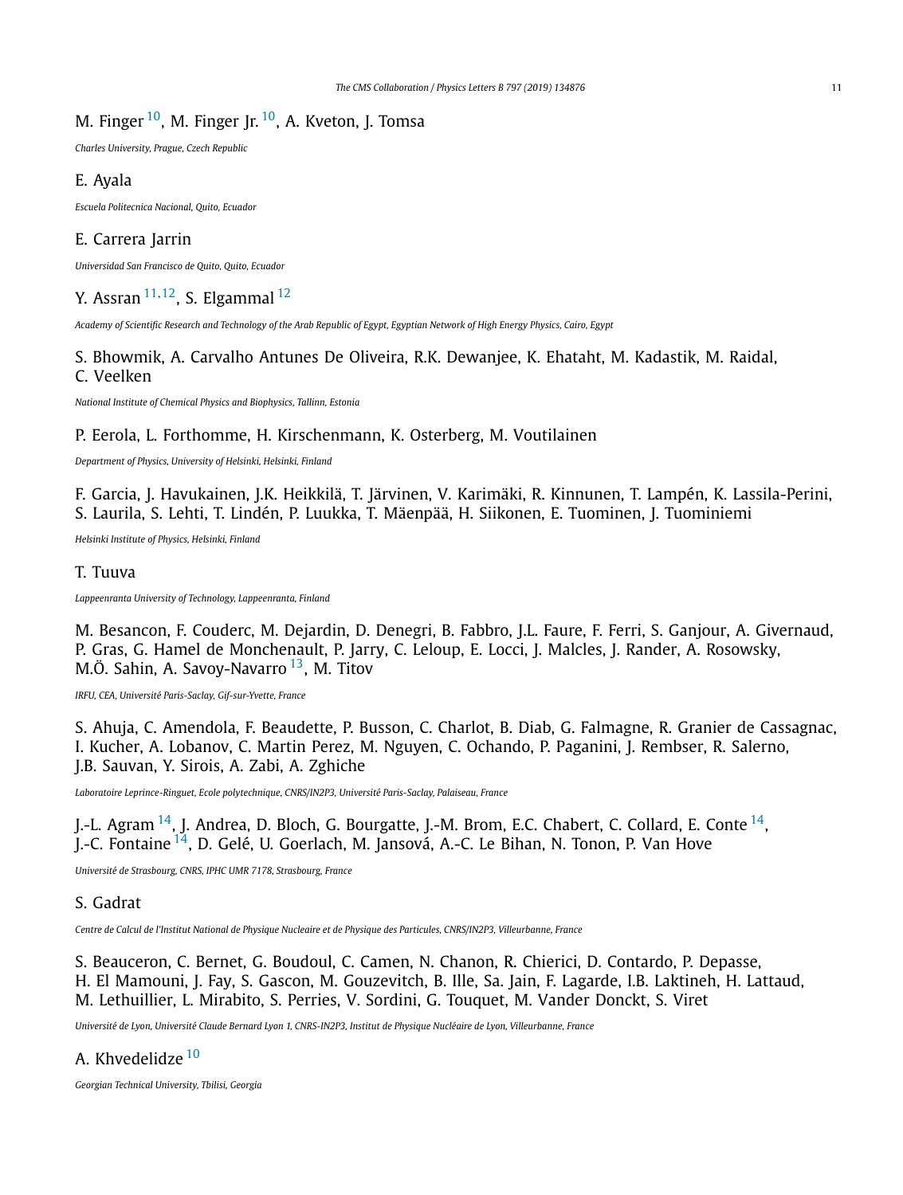M. Finger [10], M. Finger Jr. [10], A. Kveton, J. Tomsa

*Charles University, Prague, Czech Republic*

E. Ayala

*Escuela Politecnica Nacional, Quito, Ecuador*

E. Carrera Jarrin

*Universidad San Francisco de Quito, Quito, Ecuador*

Y. Assran [11,12], S. Elgammal [12]

*Academy of Scientific Research and Technology of the Arab Republic of Egypt, Egyptian Network of High Energy Physics, Cairo, Egypt*

S. Bhowmik, A. Carvalho Antunes De Oliveira, R.K. Dewanjee, K. Ehataht, M. Kadastik, M. Raidal, C. Veelken

*National Institute of Chemical Physics and Biophysics, Tallinn, Estonia*

P. Eerola, L. Forthomme, H. Kirschenmann, K. Osterberg, M. Voutilainen

*Department of Physics, University of Helsinki, Helsinki, Finland*

F. Garcia, J. Havukainen, J.K. Heikkilä, T. Järvinen, V. Karimäki, R. Kinnunen, T. Lampén, K. Lassila-Perini, S. Laurila, S. Lehti, T. Lindén, P. Luukka, T. Mäenpää, H. Siikonen, E. Tuominen, J. Tuominiemi

*Helsinki Institute of Physics, Helsinki, Finland*

T. Tuuva

*Lappeenranta University of Technology, Lappeenranta, Finland*

M. Besancon, F. Couderc, M. Dejardin, D. Denegri, B. Fabbro, J.L. Faure, F. Ferri, S. Ganjour, A. Givernaud, P. Gras, G. Hamel de Monchenault, P. Jarry, C. Leloup, E. Locci, J. Malcles, J. Rander, A. Rosowsky, M.Ö. Sahin, A. Savoy-Navarro [13], M. Titov

*IRFU, CEA, Université Paris-Saclay, Gif-sur-Yvette, France*

S. Ahuja, C. Amendola, F. Beaudette, P. Busson, C. Charlot, B. Diab, G. Falmagne, R. Granier de Cassagnac, I. Kucher, A. Lobanov, C. Martin Perez, M. Nguyen, C. Ochando, P. Paganini, J. Rembser, R. Salerno, J.B. Sauvan, Y. Sirois, A. Zabi, A. Zghiche

*Laboratoire Leprince-Ringuet, Ecole polytechnique, CNRS/IN2P3, Université Paris-Saclay, Palaiseau, France*

J.-L. Agram [14], J. Andrea, D. Bloch, G. Bourgatte, J.-M. Brom, E.C. Chabert, C. Collard, E. Conte [14], J.-C. Fontaine [14], D. Gelé, U. Goerlach, M. Jansová, A.-C. Le Bihan, N. Tonon, P. Van Hove

*Université de Strasbourg, CNRS, IPHC UMR 7178, Strasbourg, France*

S. Gadrat

*Centre de Calcul de l'Institut National de Physique Nucleaire et de Physique des Particules, CNRS/IN2P3, Villeurbanne, France*

S. Beauceron, C. Bernet, G. Boudoul, C. Camen, N. Chanon, R. Chierici, D. Contardo, P. Depasse, H. El Mamouni, J. Fay, S. Gascon, M. Gouzevitch, B. Ille, Sa. Jain, F. Lagarde, I.B. Laktineh, H. Lattaud, M. Lethuillier, L. Mirabito, S. Perries, V. Sordini, G. Touquet, M. Vander Donckt, S. Viret

*Université de Lyon, Université Claude Bernard Lyon 1, CNRS-IN2P3, Institut de Physique Nucléaire de Lyon, Villeurbanne, France*

A. Khvedelidze [10]

*Georgian Technical University, Tbilisi, Georgia*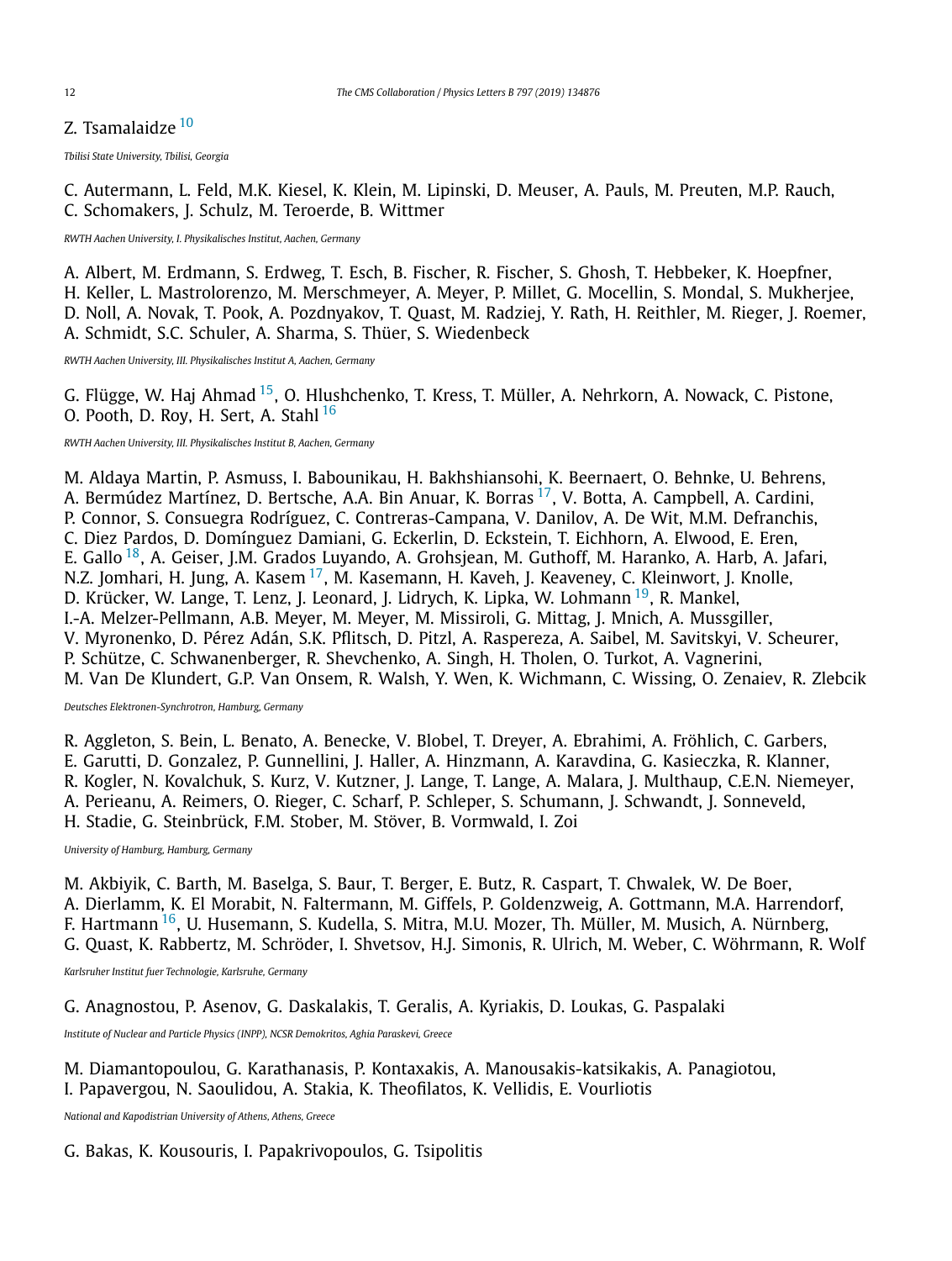Z. Tsamalaidze [10]

*Tbilisi State University, Tbilisi, Georgia*

C. Autermann, L. Feld, M.K. Kiesel, K. Klein, M. Lipinski, D. Meuser, A. Pauls, M. Preuten, M.P. Rauch, C. Schomakers, J. Schulz, M. Teroerde, B. Wittmer

*RWTH Aachen University, I. Physikalisches Institut, Aachen, Germany*

A. Albert, M. Erdmann, S. Erdweg, T. Esch, B. Fischer, R. Fischer, S. Ghosh, T. Hebbeker, K. Hoepfner, H. Keller, L. Mastrolorenzo, M. Merschmeyer, A. Meyer, P. Millet, G. Mocellin, S. Mondal, S. Mukherjee, D. Noll, A. Novak, T. Pook, A. Pozdnyakov, T. Quast, M. Radziej, Y. Rath, H. Reithler, M. Rieger, J. Roemer, A. Schmidt, S.C. Schuler, A. Sharma, S. Thüer, S. Wiedenbeck

*RWTH Aachen University, III. Physikalisches Institut A, Aachen, Germany*

G. Flügge, W. Haj Ahmad [15], O. Hlushchenko, T. Kress, T. Müller, A. Nehrkorn, A. Nowack, C. Pistone, O. Pooth, D. Roy, H. Sert, A. Stahl [16]

*RWTH Aachen University, III. Physikalisches Institut B, Aachen, Germany*

M. Aldaya Martin, P. Asmuss, I. Babounikau, H. Bakhshiansohi, K. Beernaert, O. Behnke, U. Behrens, A. Bermúdez Martínez, D. Bertsche, A.A. Bin Anuar, K. Borras [17], V. Botta, A. Campbell, A. Cardini, P. Connor, S. Consuegra Rodríguez, C. Contreras-Campana, V. Danilov, A. De Wit, M.M. Defranchis, C. Diez Pardos, D. Domínguez Damiani, G. Eckerlin, D. Eckstein, T. Eichhorn, A. Elwood, E. Eren, E. Gallo [18], A. Geiser, J.M. Grados Luyando, A. Grohsjean, M. Guthoff, M. Haranko, A. Harb, A. Jafari, N.Z. Jomhari, H. Jung, A. Kasem [17], M. Kasemann, H. Kaveh, J. Keaveney, C. Kleinwort, J. Knolle, D. Krücker, W. Lange, T. Lenz, J. Leonard, J. Lidrych, K. Lipka, W. Lohmann [19], R. Mankel, I.-A. Melzer-Pellmann, A.B. Meyer, M. Meyer, M. Missiroli, G. Mittag, J. Mnich, A. Mussgiller, V. Myronenko, D. Pérez Adán, S.K. Pflitsch, D. Pitzl, A. Raspereza, A. Saibel, M. Savitskyi, V. Scheurer, P. Schütze, C. Schwanenberger, R. Shevchenko, A. Singh, H. Tholen, O. Turkot, A. Vagnerini, M. Van De Klundert, G.P. Van Onsem, R. Walsh, Y. Wen, K. Wichmann, C. Wissing, O. Zenaiev, R. Zlebcik

*Deutsches Elektronen-Synchrotron, Hamburg, Germany*

R. Aggleton, S. Bein, L. Benato, A. Benecke, V. Blobel, T. Dreyer, A. Ebrahimi, A. Fröhlich, C. Garbers, E. Garutti, D. Gonzalez, P. Gunnellini, J. Haller, A. Hinzmann, A. Karavdina, G. Kasieczka, R. Klanner, R. Kogler, N. Kovalchuk, S. Kurz, V. Kutzner, J. Lange, T. Lange, A. Malara, J. Multhaup, C.E.N. Niemeyer, A. Perieanu, A. Reimers, O. Rieger, C. Scharf, P. Schleper, S. Schumann, J. Schwandt, J. Sonneveld, H. Stadie, G. Steinbrück, F.M. Stober, M. Stöver, B. Vormwald, I. Zoi

*University of Hamburg, Hamburg, Germany*

M. Akbiyik, C. Barth, M. Baselga, S. Baur, T. Berger, E. Butz, R. Caspart, T. Chwalek, W. De Boer, A. Dierlamm, K. El Morabit, N. Faltermann, M. Giffels, P. Goldenzweig, A. Gottmann, M.A. Harrendorf, F. Hartmann [16], U. Husemann, S. Kudella, S. Mitra, M.U. Mozer, Th. Müller, M. Musich, A. Nürnberg, G. Quast, K. Rabbertz, M. Schröder, I. Shvetsov, H.J. Simonis, R. Ulrich, M. Weber, C. Wöhrmann, R. Wolf

*Karlsruher Institut fuer Technologie, Karlsruhe, Germany*

G. Anagnostou, P. Asenov, G. Daskalakis, T. Geralis, A. Kyriakis, D. Loukas, G. Paspalaki

*Institute of Nuclear and Particle Physics (INPP), NCSR Demokritos, Aghia Paraskevi, Greece*

M. Diamantopoulou, G. Karathanasis, P. Kontaxakis, A. Manousakis-katsikakis, A. Panagiotou, I. Papavergou, N. Saoulidou, A. Stakia, K. Theofilatos, K. Vellidis, E. Vourliotis

*National and Kapodistrian University of Athens, Athens, Greece*

G. Bakas, K. Kousouris, I. Papakrivopoulos, G. Tsipolitis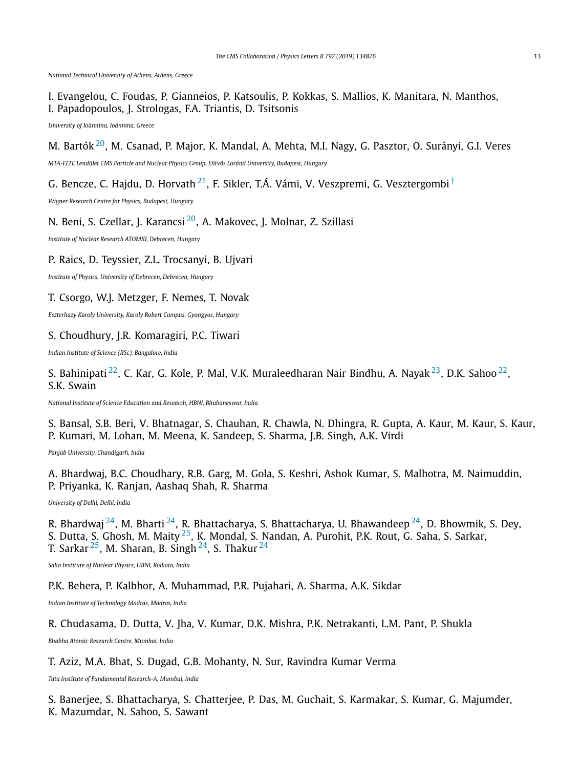*National Technical University of Athens, Athens, Greece*

I. Evangelou, C. Foudas, P. Gianneios, P. Katsoulis, P. Kokkas, S. Mallios, K. Manitara, N. Manthos, I. Papadopoulos, J. Strologas, F.A. Triantis, D. Tsitsonis

*University of Ioánnina, Ioánnina, Greece*

M. Bartók [20], M. Csanad, P. Major, K. Mandal, A. Mehta, M.I. Nagy, G. Pasztor, O. Surányi, G.I. Veres

*MTA-ELTE Lendület CMS Particle and Nuclear Physics Group, Eötvös Loránd University, Budapest, Hungary*

G. Bencze, C. Hajdu, D. Horvath [21], F. Sikler, T.Á. Vámi, V. Veszpremi, G. Vesztergombi [†]

*Wigner Research Centre for Physics, Budapest, Hungary*

N. Beni, S. Czellar, J. Karancsi [20], A. Makovec, J. Molnar, Z. Szillasi

*Institute of Nuclear Research ATOMKI, Debrecen, Hungary*

P. Raics, D. Teyssier, Z.L. Trocsanyi, B. Ujvari

*Institute of Physics, University of Debrecen, Debrecen, Hungary*

T. Csorgo, W.J. Metzger, F. Nemes, T. Novak

*Eszterhazy Karoly University, Karoly Robert Campus, Gyongyos, Hungary*

S. Choudhury, J.R. Komaragiri, P.C. Tiwari

*Indian Institute of Science (IISc), Bangalore, India*

S. Bahinipati [22], C. Kar, G. Kole, P. Mal, V.K. Muraleedharan Nair Bindhu, A. Nayak [23], D.K. Sahoo [22], S.K. Swain

*National Institute of Science Education and Research, HBNI, Bhubaneswar, India*

S. Bansal, S.B. Beri, V. Bhatnagar, S. Chauhan, R. Chawla, N. Dhingra, R. Gupta, A. Kaur, M. Kaur, S. Kaur, P. Kumari, M. Lohan, M. Meena, K. Sandeep, S. Sharma, J.B. Singh, A.K. Virdi

*Panjab University, Chandigarh, India*

A. Bhardwaj, B.C. Choudhary, R.B. Garg, M. Gola, S. Keshri, Ashok Kumar, S. Malhotra, M. Naimuddin, P. Priyanka, K. Ranjan, Aashaq Shah, R. Sharma

*University of Delhi, Delhi, India*

R. Bhardwaj [24], M. Bharti [24], R. Bhattacharya, S. Bhattacharya, U. Bhawandeep [24], D. Bhowmik, S. Dey, S. Dutta, S. Ghosh, M. Maity [25], K. Mondal, S. Nandan, A. Purohit, P.K. Rout, G. Saha, S. Sarkar, T. Sarkar [25], M. Sharan, B. Singh [24], S. Thakur [24]

*Saha Institute of Nuclear Physics, HBNI, Kolkata, India*

P.K. Behera, P. Kalbhor, A. Muhammad, P.R. Pujahari, A. Sharma, A.K. Sikdar

*Indian Institute of Technology Madras, Madras, India*

R. Chudasama, D. Dutta, V. Jha, V. Kumar, D.K. Mishra, P.K. Netrakanti, L.M. Pant, P. Shukla

*Bhabha Atomic Research Centre, Mumbai, India*

T. Aziz, M.A. Bhat, S. Dugad, G.B. Mohanty, N. Sur, Ravindra Kumar Verma

*Tata Institute of Fundamental Research-A, Mumbai, India*

S. Banerjee, S. Bhattacharya, S. Chatterjee, P. Das, M. Guchait, S. Karmakar, S. Kumar, G. Majumder, K. Mazumdar, N. Sahoo, S. Sawant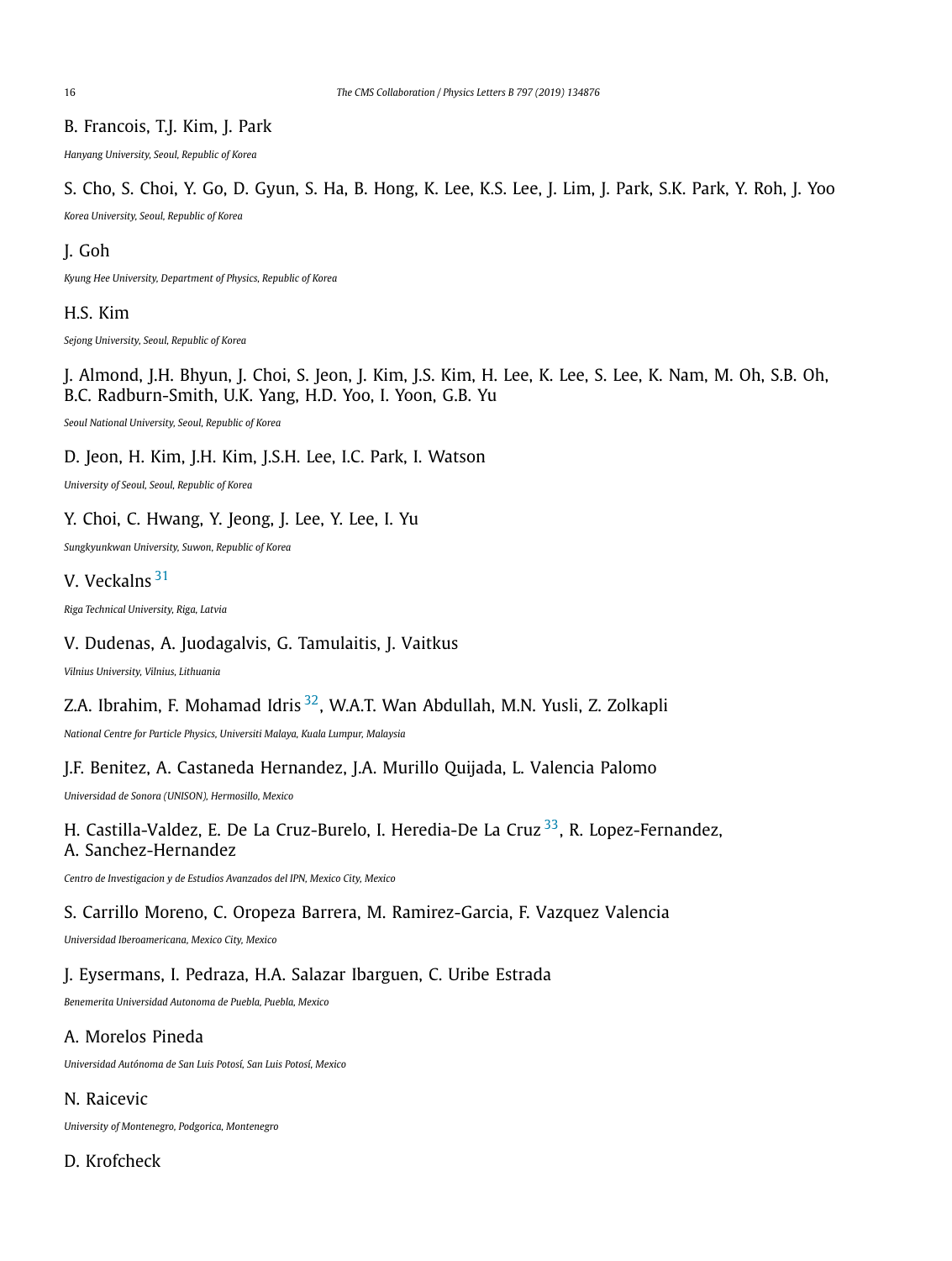B. Francois, T.J. Kim, J. Park

*Hanyang University, Seoul, Republic of Korea*

S. Cho, S. Choi, Y. Go, D. Gyun, S. Ha, B. Hong, K. Lee, K.S. Lee, J. Lim, J. Park, S.K. Park, Y. Roh, J. Yoo

*Korea University, Seoul, Republic of Korea*

J. Goh

*Kyung Hee University, Department of Physics, Republic of Korea*

H.S. Kim

*Sejong University, Seoul, Republic of Korea*

J. Almond, J.H. Bhyun, J. Choi, S. Jeon, J. Kim, J.S. Kim, H. Lee, K. Lee, S. Lee, K. Nam, M. Oh, S.B. Oh, B.C. Radburn-Smith, U.K. Yang, H.D. Yoo, I. Yoon, G.B. Yu

*Seoul National University, Seoul, Republic of Korea*

D. Jeon, H. Kim, J.H. Kim, J.S.H. Lee, I.C. Park, I. Watson

*University of Seoul, Seoul, Republic of Korea*

Y. Choi, C. Hwang, Y. Jeong, J. Lee, Y. Lee, I. Yu

*Sungkyunkwan University, Suwon, Republic of Korea*

V. Veckalns [31]

*Riga Technical University, Riga, Latvia*

V. Dudenas, A. Juodagalvis, G. Tamulaitis, J. Vaitkus

*Vilnius University, Vilnius, Lithuania*

Z.A. Ibrahim, F. Mohamad Idris [32], W.A.T. Wan Abdullah, M.N. Yusli, Z. Zolkapli

*National Centre for Particle Physics, Universiti Malaya, Kuala Lumpur, Malaysia*

J.F. Benitez, A. Castaneda Hernandez, J.A. Murillo Quijada, L. Valencia Palomo

*Universidad de Sonora (UNISON), Hermosillo, Mexico*

H. Castilla-Valdez, E. De La Cruz-Burelo, I. Heredia-De La Cruz [33], R. Lopez-Fernandez, A. Sanchez-Hernandez

*Centro de Investigacion y de Estudios Avanzados del IPN, Mexico City, Mexico*

S. Carrillo Moreno, C. Oropeza Barrera, M. Ramirez-Garcia, F. Vazquez Valencia

*Universidad Iberoamericana, Mexico City, Mexico*

J. Eysermans, I. Pedraza, H.A. Salazar Ibarguen, C. Uribe Estrada

*Benemerita Universidad Autonoma de Puebla, Puebla, Mexico*

A. Morelos Pineda

*Universidad Autónoma de San Luis Potosí, San Luis Potosí, Mexico*

N. Raicevic

*University of Montenegro, Podgorica, Montenegro*

D. Krofcheck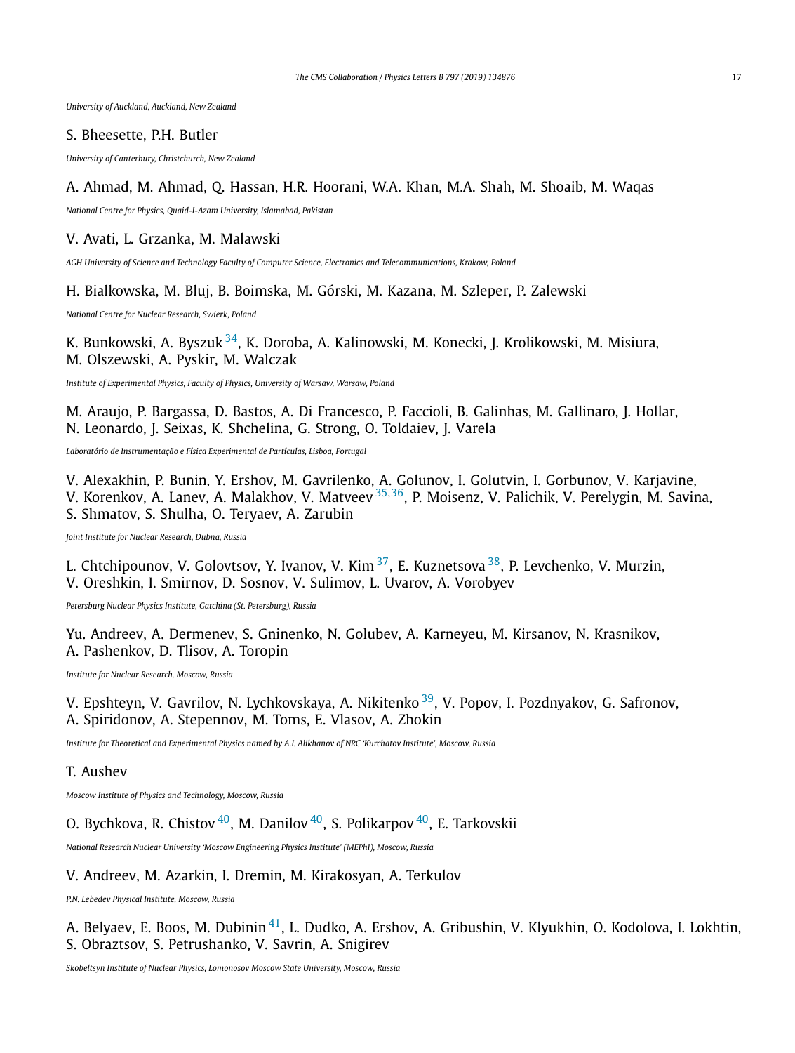*University of Auckland, Auckland, New Zealand*

S. Bheesette, P.H. Butler

*University of Canterbury, Christchurch, New Zealand*

A. Ahmad, M. Ahmad, Q. Hassan, H.R. Hoorani, W.A. Khan, M.A. Shah, M. Shoaib, M. Waqas

*National Centre for Physics, Quaid-I-Azam University, Islamabad, Pakistan*

V. Avati, L. Grzanka, M. Malawski

*AGH University of Science and Technology Faculty of Computer Science, Electronics and Telecommunications, Krakow, Poland*

H. Bialkowska, M. Bluj, B. Boimska, M. Górski, M. Kazana, M. Szleper, P. Zalewski

*National Centre for Nuclear Research, Swierk, Poland*

K. Bunkowski, A. Byszuk [34], K. Doroba, A. Kalinowski, M. Konecki, J. Krolikowski, M. Misiura, M. Olszewski, A. Pyskir, M. Walczak

*Institute of Experimental Physics, Faculty of Physics, University of Warsaw, Warsaw, Poland*

M. Araujo, P. Bargassa, D. Bastos, A. Di Francesco, P. Faccioli, B. Galinhas, M. Gallinaro, J. Hollar, N. Leonardo, J. Seixas, K. Shchelina, G. Strong, O. Toldaiev, J. Varela

*Laboratório de Instrumentação e Física Experimental de Partículas, Lisboa, Portugal*

V. Alexakhin, P. Bunin, Y. Ershov, M. Gavrilenko, A. Golunov, I. Golutvin, I. Gorbunov, V. Karjavine, V. Korenkov, A. Lanev, A. Malakhov, V. Matveev [35,36], P. Moisenz, V. Palichik, V. Perelygin, M. Savina, S. Shmatov, S. Shulha, O. Teryaev, A. Zarubin

*Joint Institute for Nuclear Research, Dubna, Russia*

L. Chtchipounov, V. Golovtsov, Y. Ivanov, V. Kim [37], E. Kuznetsova [38], P. Levchenko, V. Murzin, V. Oreshkin, I. Smirnov, D. Sosnov, V. Sulimov, L. Uvarov, A. Vorobyev

*Petersburg Nuclear Physics Institute, Gatchina (St. Petersburg), Russia*

Yu. Andreev, A. Dermenev, S. Gninenko, N. Golubev, A. Karneyeu, M. Kirsanov, N. Krasnikov, A. Pashenkov, D. Tlisov, A. Toropin

*Institute for Nuclear Research, Moscow, Russia*

V. Epshteyn, V. Gavrilov, N. Lychkovskaya, A. Nikitenko [39], V. Popov, I. Pozdnyakov, G. Safronov, A. Spiridonov, A. Stepennov, M. Toms, E. Vlasov, A. Zhokin

*Institute for Theoretical and Experimental Physics named by A.I. Alikhanov of NRC 'Kurchatov Institute', Moscow, Russia*

T. Aushev

*Moscow Institute of Physics and Technology, Moscow, Russia*

O. Bychkova, R. Chistov [40], M. Danilov [40], S. Polikarpov [40], E. Tarkovskii

*National Research Nuclear University 'Moscow Engineering Physics Institute' (MEPhI), Moscow, Russia*

V. Andreev, M. Azarkin, I. Dremin, M. Kirakosyan, A. Terkulov

*P.N. Lebedev Physical Institute, Moscow, Russia*

A. Belyaev, E. Boos, M. Dubinin [41], L. Dudko, A. Ershov, A. Gribushin, V. Klyukhin, O. Kodolova, I. Lokhtin, S. Obraztsov, S. Petrushanko, V. Savrin, A. Snigirev

*Skobeltsyn Institute of Nuclear Physics, Lomonosov Moscow State University, Moscow, Russia*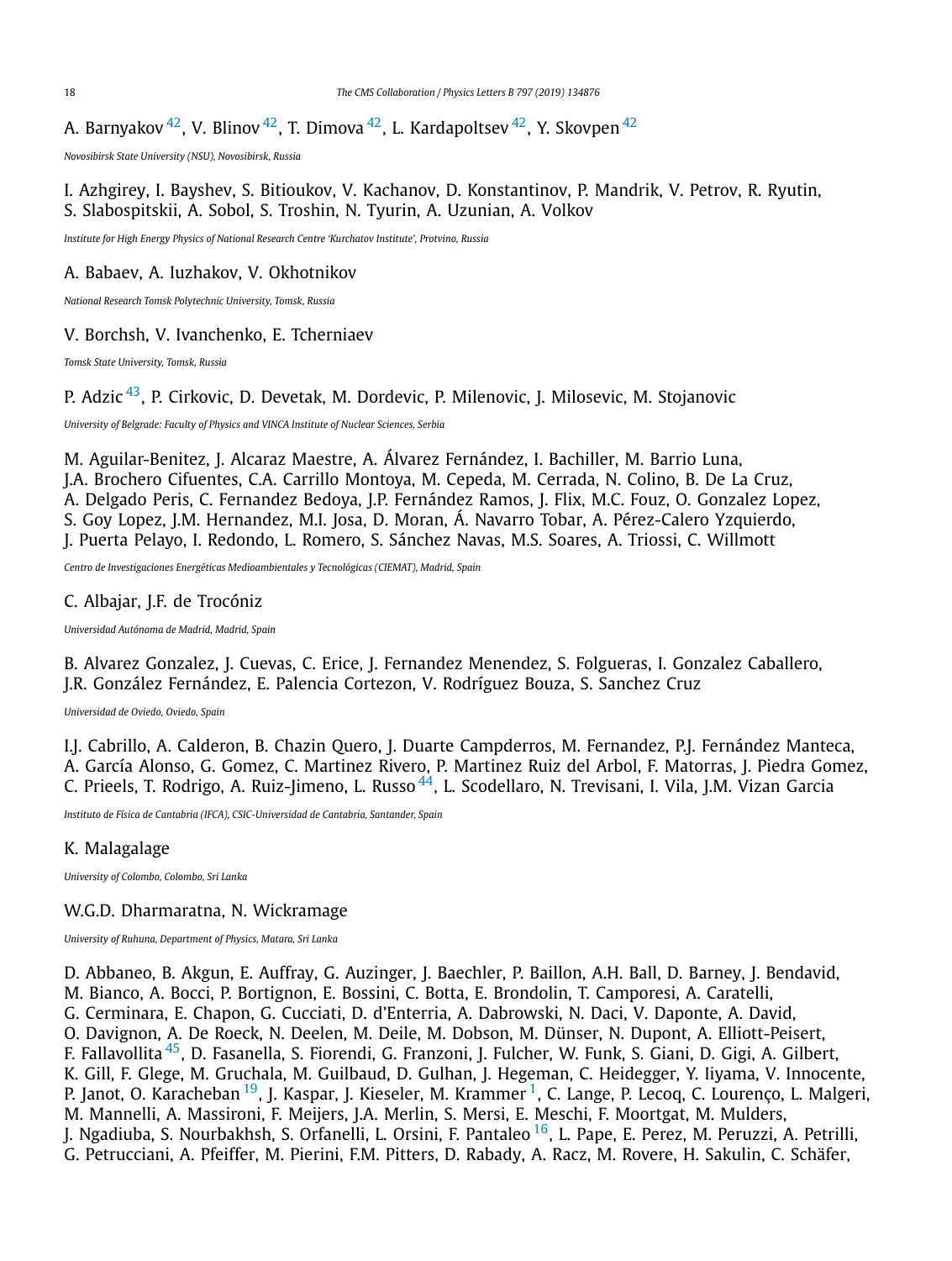A. Barnyakov [42], V. Blinov [42], T. Dimova [42], L. Kardapoltsev [42], Y. Skovpen [42]

*Novosibirsk State University (NSU), Novosibirsk, Russia*

I. Azhgirey, I. Bayshev, S. Bitioukov, V. Kachanov, D. Konstantinov, P. Mandrik, V. Petrov, R. Ryutin, S. Slabospitskii, A. Sobol, S. Troshin, N. Tyurin, A. Uzunian, A. Volkov

*Institute for High Energy Physics of National Research Centre 'Kurchatov Institute', Protvino, Russia*

A. Babaev, A. Iuzhakov, V. Okhotnikov

*National Research Tomsk Polytechnic University, Tomsk, Russia*

V. Borchsh, V. Ivanchenko, E. Tcherniaev

*Tomsk State University, Tomsk, Russia*

P. Adzic [43], P. Cirkovic, D. Devetak, M. Dordevic, P. Milenovic, J. Milosevic, M. Stojanovic

*University of Belgrade: Faculty of Physics and VINCA Institute of Nuclear Sciences, Serbia*

M. Aguilar-Benitez, J. Alcaraz Maestre, A. Álvarez Fernández, I. Bachiller, M. Barrio Luna, J.A. Brochero Cifuentes, C.A. Carrillo Montoya, M. Cepeda, M. Cerrada, N. Colino, B. De La Cruz, A. Delgado Peris, C. Fernandez Bedoya, J.P. Fernández Ramos, J. Flix, M.C. Fouz, O. Gonzalez Lopez, S. Goy Lopez, J.M. Hernandez, M.I. Josa, D. Moran, Á. Navarro Tobar, A. Pérez-Calero Yzquierdo, J. Puerta Pelayo, I. Redondo, L. Romero, S. Sánchez Navas, M.S. Soares, A. Triossi, C. Willmott

*Centro de Investigaciones Energéticas Medioambientales y Tecnológicas (CIEMAT), Madrid, Spain*

C. Albajar, J.F. de Trocóniz

*Universidad Autónoma de Madrid, Madrid, Spain*

B. Alvarez Gonzalez, J. Cuevas, C. Erice, J. Fernandez Menendez, S. Folgueras, I. Gonzalez Caballero, J.R. González Fernández, E. Palencia Cortezon, V. Rodríguez Bouza, S. Sanchez Cruz

*Universidad de Oviedo, Oviedo, Spain*

I.J. Cabrillo, A. Calderon, B. Chazin Quero, J. Duarte Campderros, M. Fernandez, P.J. Fernández Manteca, A. García Alonso, G. Gomez, C. Martinez Rivero, P. Martinez Ruiz del Arbol, F. Matorras, J. Piedra Gomez, C. Prieels, T. Rodrigo, A. Ruiz-Jimeno, L. Russo [44], L. Scodellaro, N. Trevisani, I. Vila, J.M. Vizan Garcia

*Instituto de Física de Cantabria (IFCA), CSIC-Universidad de Cantabria, Santander, Spain*

K. Malagalage

*University of Colombo, Colombo, Sri Lanka*

W.G.D. Dharmaratna, N. Wickramage

*University of Ruhuna, Department of Physics, Matara, Sri Lanka*

D. Abbaneo, B. Akgun, E. Auffray, G. Auzinger, J. Baechler, P. Baillon, A.H. Ball, D. Barney, J. Bendavid, M. Bianco, A. Bocci, P. Bortignon, E. Bossini, C. Botta, E. Brondolin, T. Camporesi, A. Caratelli, G. Cerminara, E. Chapon, G. Cucciati, D. d'Enterria, A. Dabrowski, N. Daci, V. Daponte, A. David, O. Davignon, A. De Roeck, N. Deelen, M. Deile, M. Dobson, M. Dünser, N. Dupont, A. Elliott-Peisert, F. Fallavollita [45], D. Fasanella, S. Fiorendi, G. Franzoni, J. Fulcher, W. Funk, S. Giani, D. Gigi, A. Gilbert, K. Gill, F. Glege, M. Gruchala, M. Guilbaud, D. Gulhan, J. Hegeman, C. Heidegger, Y. Iiyama, V. Innocente, P. Janot, O. Karacheban [19], J. Kaspar, J. Kieseler, M. Krammer [1], C. Lange, P. Lecoq, C. Lourenço, L. Malgeri, M. Mannelli, A. Massironi, F. Meijers, J.A. Merlin, S. Mersi, E. Meschi, F. Moortgat, M. Mulders, J. Ngadiuba, S. Nourbakhsh, S. Orfanelli, L. Orsini, F. Pantaleo [16], L. Pape, E. Perez, M. Peruzzi, A. Petrilli, G. Petrucciani, A. Pfeiffer, M. Pierini, F.M. Pitters, D. Rabady, A. Racz, M. Rovere, H. Sakulin, C. Schäfer,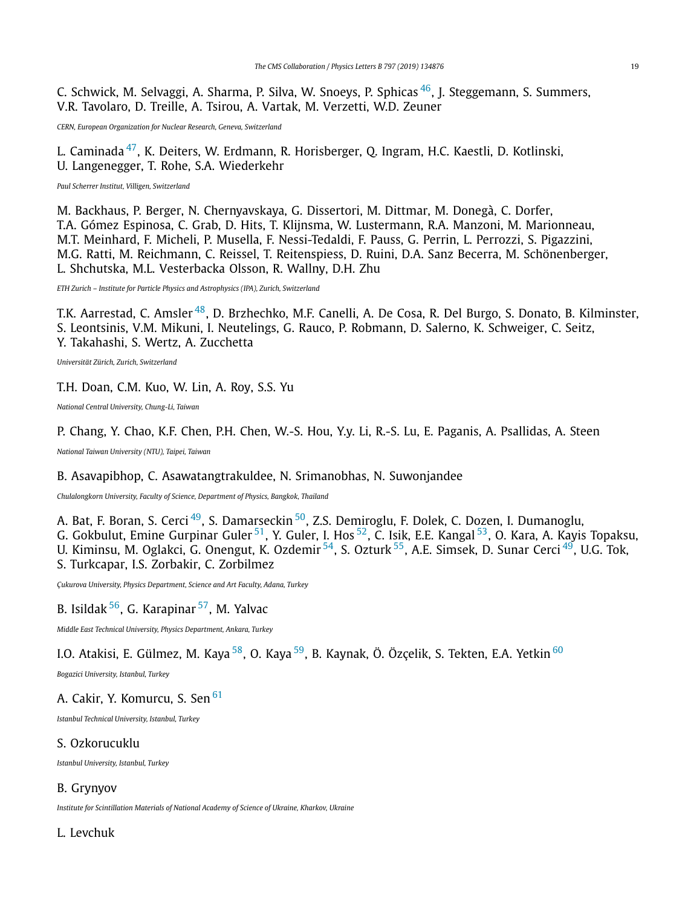C. Schwick, M. Selvaggi, A. Sharma, P. Silva, W. Snoeys, P. Sphicas [46], J. Steggemann, S. Summers, V.R. Tavolaro, D. Treille, A. Tsirou, A. Vartak, M. Verzetti, W.D. Zeuner

*CERN, European Organization for Nuclear Research, Geneva, Switzerland*

L. Caminada [47], K. Deiters, W. Erdmann, R. Horisberger, Q. Ingram, H.C. Kaestli, D. Kotlinski, U. Langenegger, T. Rohe, S.A. Wiederkehr

*Paul Scherrer Institut, Villigen, Switzerland*

M. Backhaus, P. Berger, N. Chernyavskaya, G. Dissertori, M. Dittmar, M. Donegà, C. Dorfer, T.A. Gómez Espinosa, C. Grab, D. Hits, T. Klijnsma, W. Lustermann, R.A. Manzoni, M. Marionneau, M.T. Meinhard, F. Micheli, P. Musella, F. Nessi-Tedaldi, F. Pauss, G. Perrin, L. Perrozzi, S. Pigazzini, M.G. Ratti, M. Reichmann, C. Reissel, T. Reitenspiess, D. Ruini, D.A. Sanz Becerra, M. Schönenberger, L. Shchutska, M.L. Vesterbacka Olsson, R. Wallny, D.H. Zhu

*ETH Zurich – Institute for Particle Physics and Astrophysics (IPA), Zurich, Switzerland*

T.K. Aarrestad, C. Amsler [48], D. Brzhechko, M.F. Canelli, A. De Cosa, R. Del Burgo, S. Donato, B. Kilminster, S. Leontsinis, V.M. Mikuni, I. Neutelings, G. Rauco, P. Robmann, D. Salerno, K. Schweiger, C. Seitz, Y. Takahashi, S. Wertz, A. Zucchetta

*Universität Zürich, Zurich, Switzerland*

T.H. Doan, C.M. Kuo, W. Lin, A. Roy, S.S. Yu

*National Central University, Chung-Li, Taiwan*

P. Chang, Y. Chao, K.F. Chen, P.H. Chen, W.-S. Hou, Y.y. Li, R.-S. Lu, E. Paganis, A. Psallidas, A. Steen

*National Taiwan University (NTU), Taipei, Taiwan*

B. Asavapibhop, C. Asawatangtrakuldee, N. Srimanobhas, N. Suwonjandee

*Chulalongkorn University, Faculty of Science, Department of Physics, Bangkok, Thailand*

A. Bat, F. Boran, S. Cerci [49], S. Damarseckin [50], Z.S. Demiroglu, F. Dolek, C. Dozen, I. Dumanoglu, G. Gokbulut, Emine Gurpinar Guler [51], Y. Guler, I. Hos [52], C. Isik, E.E. Kangal [53], O. Kara, A. Kayis Topaksu, U. Kiminsu, M. Oglakci, G. Onengut, K. Ozdemir [54], S. Ozturk [55], A.E. Simsek, D. Sunar Cerci [49], U.G. Tok, S. Turkcapar, I.S. Zorbakir, C. Zorbilmez

*Çukurova University, Physics Department, Science and Art Faculty, Adana, Turkey*

B. Isildak [56], G. Karapinar [57], M. Yalvac

*Middle East Technical University, Physics Department, Ankara, Turkey*

I.O. Atakisi, E. Gülmez, M. Kaya [58], O. Kaya [59], B. Kaynak, Ö. Özçelik, S. Tekten, E.A. Yetkin [60]

*Bogazici University, Istanbul, Turkey*

A. Cakir, Y. Komurcu, S. Sen [61]

*Istanbul Technical University, Istanbul, Turkey*

S. Ozkorucuklu

*Istanbul University, Istanbul, Turkey*

B. Grynyov

*Institute for Scintillation Materials of National Academy of Science of Ukraine, Kharkov, Ukraine*

L. Levchuk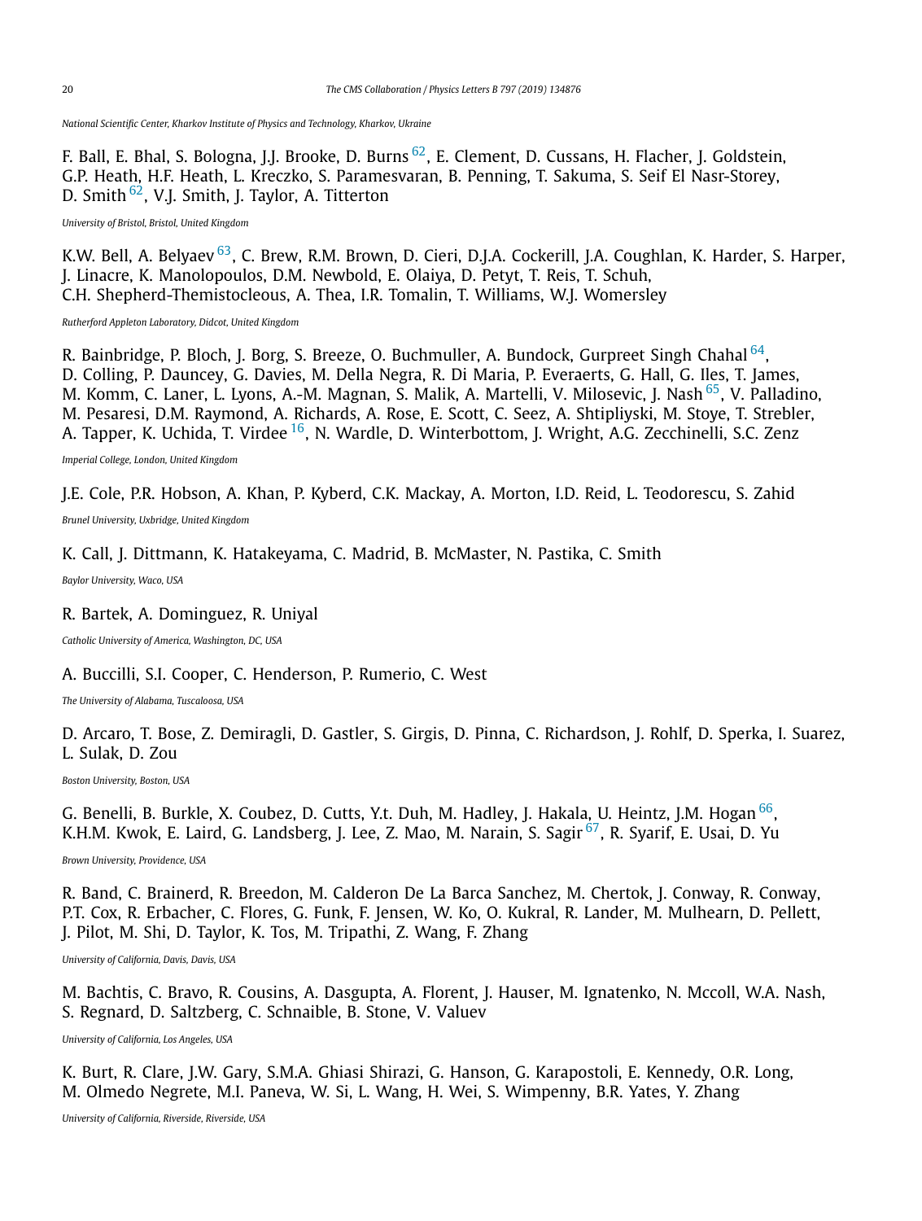*National Scientific Center, Kharkov Institute of Physics and Technology, Kharkov, Ukraine*

F. Ball, E. Bhal, S. Bologna, J.J. Brooke, D. Burns [62], E. Clement, D. Cussans, H. Flacher, J. Goldstein, G.P. Heath, H.F. Heath, L. Kreczko, S. Paramesvaran, B. Penning, T. Sakuma, S. Seif El Nasr-Storey, D. Smith [62], V.J. Smith, J. Taylor, A. Titterton

*University of Bristol, Bristol, United Kingdom*

K.W. Bell, A. Belyaev [63], C. Brew, R.M. Brown, D. Cieri, D.J.A. Cockerill, J.A. Coughlan, K. Harder, S. Harper, J. Linacre, K. Manolopoulos, D.M. Newbold, E. Olaiya, D. Petyt, T. Reis, T. Schuh, C.H. Shepherd-Themistocleous, A. Thea, I.R. Tomalin, T. Williams, W.J. Womersley

*Rutherford Appleton Laboratory, Didcot, United Kingdom*

R. Bainbridge, P. Bloch, J. Borg, S. Breeze, O. Buchmuller, A. Bundock, Gurpreet Singh Chahal [64], D. Colling, P. Dauncey, G. Davies, M. Della Negra, R. Di Maria, P. Everaerts, G. Hall, G. Iles, T. James, M. Komm, C. Laner, L. Lyons, A.-M. Magnan, S. Malik, A. Martelli, V. Milosevic, J. Nash [65], V. Palladino, M. Pesaresi, D.M. Raymond, A. Richards, A. Rose, E. Scott, C. Seez, A. Shtipliyski, M. Stoye, T. Strebler, A. Tapper, K. Uchida, T. Virdee [16], N. Wardle, D. Winterbottom, J. Wright, A.G. Zecchinelli, S.C. Zenz

*Imperial College, London, United Kingdom*

J.E. Cole, P.R. Hobson, A. Khan, P. Kyberd, C.K. Mackay, A. Morton, I.D. Reid, L. Teodorescu, S. Zahid

*Brunel University, Uxbridge, United Kingdom*

K. Call, J. Dittmann, K. Hatakeyama, C. Madrid, B. McMaster, N. Pastika, C. Smith

*Baylor University, Waco, USA*

R. Bartek, A. Dominguez, R. Uniyal

*Catholic University of America, Washington, DC, USA*

A. Buccilli, S.I. Cooper, C. Henderson, P. Rumerio, C. West

*The University of Alabama, Tuscaloosa, USA*

D. Arcaro, T. Bose, Z. Demiragli, D. Gastler, S. Girgis, D. Pinna, C. Richardson, J. Rohlf, D. Sperka, I. Suarez, L. Sulak, D. Zou

*Boston University, Boston, USA*

G. Benelli, B. Burkle, X. Coubez, D. Cutts, Y.t. Duh, M. Hadley, J. Hakala, U. Heintz, J.M. Hogan [66], K.H.M. Kwok, E. Laird, G. Landsberg, J. Lee, Z. Mao, M. Narain, S. Sagir [67], R. Syarif, E. Usai, D. Yu

*Brown University, Providence, USA*

R. Band, C. Brainerd, R. Breedon, M. Calderon De La Barca Sanchez, M. Chertok, J. Conway, R. Conway, P.T. Cox, R. Erbacher, C. Flores, G. Funk, F. Jensen, W. Ko, O. Kukral, R. Lander, M. Mulhearn, D. Pellett, J. Pilot, M. Shi, D. Taylor, K. Tos, M. Tripathi, Z. Wang, F. Zhang

*University of California, Davis, Davis, USA*

M. Bachtis, C. Bravo, R. Cousins, A. Dasgupta, A. Florent, J. Hauser, M. Ignatenko, N. Mccoll, W.A. Nash, S. Regnard, D. Saltzberg, C. Schnaible, B. Stone, V. Valuev

*University of California, Los Angeles, USA*

K. Burt, R. Clare, J.W. Gary, S.M.A. Ghiasi Shirazi, G. Hanson, G. Karapostoli, E. Kennedy, O.R. Long, M. Olmedo Negrete, M.I. Paneva, W. Si, L. Wang, H. Wei, S. Wimpenny, B.R. Yates, Y. Zhang

*University of California, Riverside, Riverside, USA*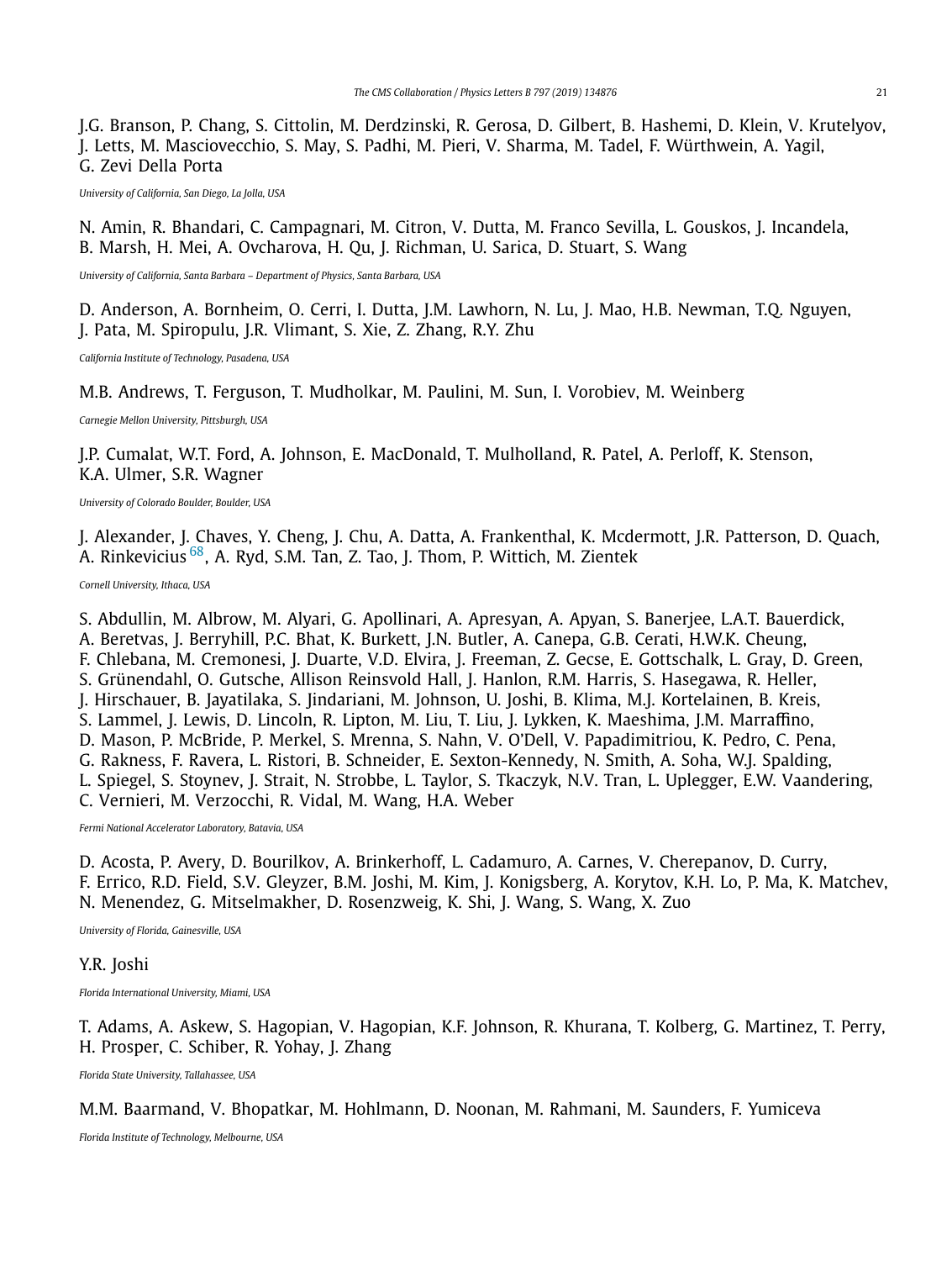J.G. Branson, P. Chang, S. Cittolin, M. Derdzinski, R. Gerosa, D. Gilbert, B. Hashemi, D. Klein, V. Krutelyov, J. Letts, M. Masciovecchio, S. May, S. Padhi, M. Pieri, V. Sharma, M. Tadel, F. Würthwein, A. Yagil, G. Zevi Della Porta

*University of California, San Diego, La Jolla, USA*

N. Amin, R. Bhandari, C. Campagnari, M. Citron, V. Dutta, M. Franco Sevilla, L. Gouskos, J. Incandela, B. Marsh, H. Mei, A. Ovcharova, H. Qu, J. Richman, U. Sarica, D. Stuart, S. Wang

*University of California, Santa Barbara – Department of Physics, Santa Barbara, USA*

D. Anderson, A. Bornheim, O. Cerri, I. Dutta, J.M. Lawhorn, N. Lu, J. Mao, H.B. Newman, T.Q. Nguyen, J. Pata, M. Spiropulu, J.R. Vlimant, S. Xie, Z. Zhang, R.Y. Zhu

*California Institute of Technology, Pasadena, USA*

M.B. Andrews, T. Ferguson, T. Mudholkar, M. Paulini, M. Sun, I. Vorobiev, M. Weinberg

*Carnegie Mellon University, Pittsburgh, USA*

J.P. Cumalat, W.T. Ford, A. Johnson, E. MacDonald, T. Mulholland, R. Patel, A. Perloff, K. Stenson, K.A. Ulmer, S.R. Wagner

*University of Colorado Boulder, Boulder, USA*

J. Alexander, J. Chaves, Y. Cheng, J. Chu, A. Datta, A. Frankenthal, K. Mcdermott, J.R. Patterson, D. Quach, A. Rinkevicius [68], A. Ryd, S.M. Tan, Z. Tao, J. Thom, P. Wittich, M. Zientek

*Cornell University, Ithaca, USA*

S. Abdullin, M. Albrow, M. Alyari, G. Apollinari, A. Apresyan, A. Apyan, S. Banerjee, L.A.T. Bauerdick, A. Beretvas, J. Berryhill, P.C. Bhat, K. Burkett, J.N. Butler, A. Canepa, G.B. Cerati, H.W.K. Cheung, F. Chlebana, M. Cremonesi, J. Duarte, V.D. Elvira, J. Freeman, Z. Gecse, E. Gottschalk, L. Gray, D. Green, S. Grünendahl, O. Gutsche, Allison Reinsvold Hall, J. Hanlon, R.M. Harris, S. Hasegawa, R. Heller, J. Hirschauer, B. Jayatilaka, S. Jindariani, M. Johnson, U. Joshi, B. Klima, M.J. Kortelainen, B. Kreis, S. Lammel, J. Lewis, D. Lincoln, R. Lipton, M. Liu, T. Liu, J. Lykken, K. Maeshima, J.M. Marraffino, D. Mason, P. McBride, P. Merkel, S. Mrenna, S. Nahn, V. O'Dell, V. Papadimitriou, K. Pedro, C. Pena, G. Rakness, F. Ravera, L. Ristori, B. Schneider, E. Sexton-Kennedy, N. Smith, A. Soha, W.J. Spalding, L. Spiegel, S. Stoynev, J. Strait, N. Strobbe, L. Taylor, S. Tkaczyk, N.V. Tran, L. Uplegger, E.W. Vaandering, C. Vernieri, M. Verzocchi, R. Vidal, M. Wang, H.A. Weber

*Fermi National Accelerator Laboratory, Batavia, USA*

D. Acosta, P. Avery, D. Bourilkov, A. Brinkerhoff, L. Cadamuro, A. Carnes, V. Cherepanov, D. Curry, F. Errico, R.D. Field, S.V. Gleyzer, B.M. Joshi, M. Kim, J. Konigsberg, A. Korytov, K.H. Lo, P. Ma, K. Matchev, N. Menendez, G. Mitselmakher, D. Rosenzweig, K. Shi, J. Wang, S. Wang, X. Zuo

*University of Florida, Gainesville, USA*

Y.R. Joshi

*Florida International University, Miami, USA*

T. Adams, A. Askew, S. Hagopian, V. Hagopian, K.F. Johnson, R. Khurana, T. Kolberg, G. Martinez, T. Perry, H. Prosper, C. Schiber, R. Yohay, J. Zhang

*Florida State University, Tallahassee, USA*

M.M. Baarmand, V. Bhopatkar, M. Hohlmann, D. Noonan, M. Rahmani, M. Saunders, F. Yumiceva

*Florida Institute of Technology, Melbourne, USA*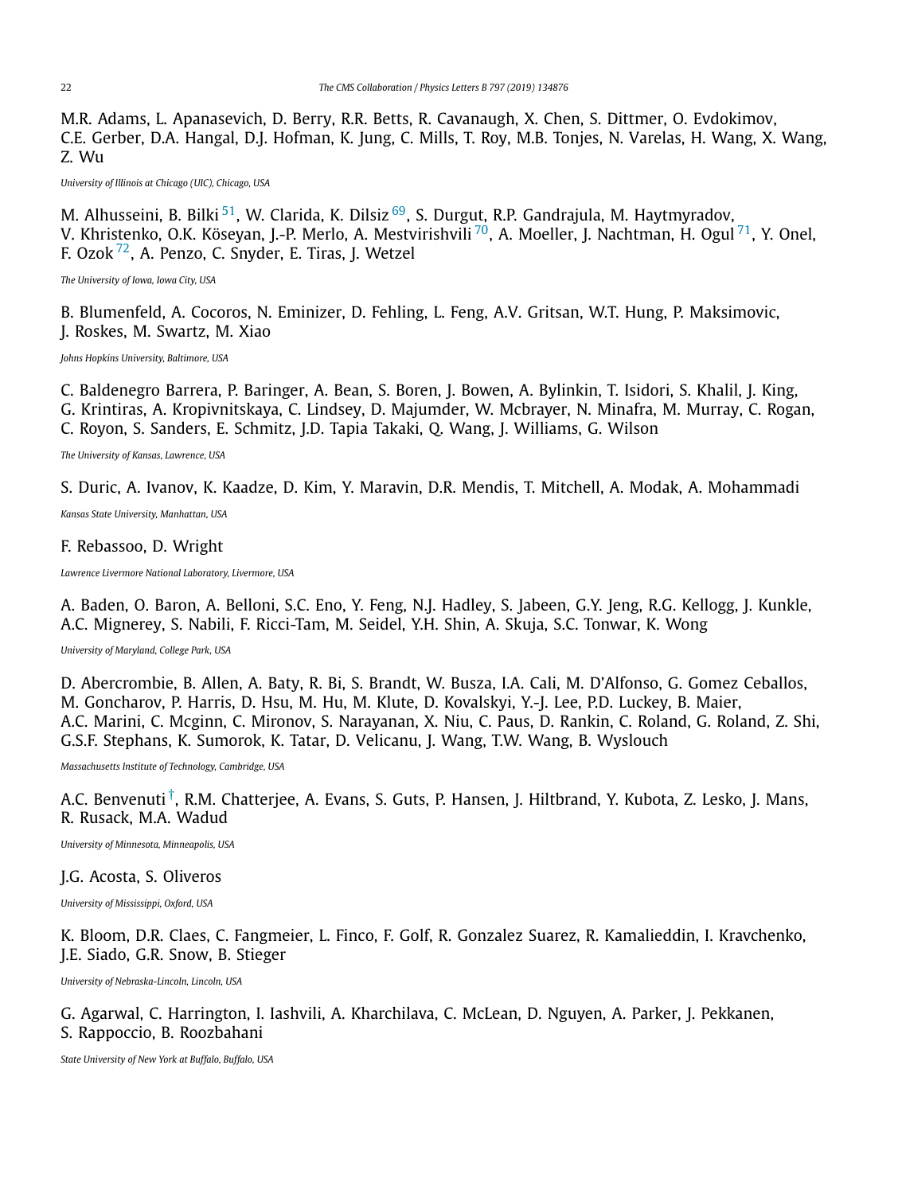M.R. Adams, L. Apanasevich, D. Berry, R.R. Betts, R. Cavanaugh, X. Chen, S. Dittmer, O. Evdokimov, C.E. Gerber, D.A. Hangal, D.J. Hofman, K. Jung, C. Mills, T. Roy, M.B. Tonjes, N. Varelas, H. Wang, X. Wang, Z. Wu

*University of Illinois at Chicago (UIC), Chicago, USA*

M. Alhusseini, B. Bilki [51], W. Clarida, K. Dilsiz [69], S. Durgut, R.P. Gandrajula, M. Haytmyradov, V. Khristenko, O.K. Köseyan, J.-P. Merlo, A. Mestvirishvili [70], A. Moeller, J. Nachtman, H. Ogul [71], Y. Onel, F. Ozok [72], A. Penzo, C. Snyder, E. Tiras, J. Wetzel

*The University of Iowa, Iowa City, USA*

B. Blumenfeld, A. Cocoros, N. Eminizer, D. Fehling, L. Feng, A.V. Gritsan, W.T. Hung, P. Maksimovic, J. Roskes, M. Swartz, M. Xiao

*Johns Hopkins University, Baltimore, USA*

C. Baldenegro Barrera, P. Baringer, A. Bean, S. Boren, J. Bowen, A. Bylinkin, T. Isidori, S. Khalil, J. King, G. Krintiras, A. Kropivnitskaya, C. Lindsey, D. Majumder, W. Mcbrayer, N. Minafra, M. Murray, C. Rogan, C. Royon, S. Sanders, E. Schmitz, J.D. Tapia Takaki, Q. Wang, J. Williams, G. Wilson

*The University of Kansas, Lawrence, USA*

S. Duric, A. Ivanov, K. Kaadze, D. Kim, Y. Maravin, D.R. Mendis, T. Mitchell, A. Modak, A. Mohammadi

*Kansas State University, Manhattan, USA*

F. Rebassoo, D. Wright

*Lawrence Livermore National Laboratory, Livermore, USA*

A. Baden, O. Baron, A. Belloni, S.C. Eno, Y. Feng, N.J. Hadley, S. Jabeen, G.Y. Jeng, R.G. Kellogg, J. Kunkle, A.C. Mignerey, S. Nabili, F. Ricci-Tam, M. Seidel, Y.H. Shin, A. Skuja, S.C. Tonwar, K. Wong

*University of Maryland, College Park, USA*

D. Abercrombie, B. Allen, A. Baty, R. Bi, S. Brandt, W. Busza, I.A. Cali, M. D'Alfonso, G. Gomez Ceballos, M. Goncharov, P. Harris, D. Hsu, M. Hu, M. Klute, D. Kovalskyi, Y.-J. Lee, P.D. Luckey, B. Maier, A.C. Marini, C. Mcginn, C. Mironov, S. Narayanan, X. Niu, C. Paus, D. Rankin, C. Roland, G. Roland, Z. Shi, G.S.F. Stephans, K. Sumorok, K. Tatar, D. Velicanu, J. Wang, T.W. Wang, B. Wyslouch

*Massachusetts Institute of Technology, Cambridge, USA*

A.C. Benvenuti [†], R.M. Chatterjee, A. Evans, S. Guts, P. Hansen, J. Hiltbrand, Y. Kubota, Z. Lesko, J. Mans, R. Rusack, M.A. Wadud

*University of Minnesota, Minneapolis, USA*

J.G. Acosta, S. Oliveros

*University of Mississippi, Oxford, USA*

K. Bloom, D.R. Claes, C. Fangmeier, L. Finco, F. Golf, R. Gonzalez Suarez, R. Kamalieddin, I. Kravchenko, J.E. Siado, G.R. Snow, B. Stieger

*University of Nebraska-Lincoln, Lincoln, USA*

G. Agarwal, C. Harrington, I. Iashvili, A. Kharchilava, C. McLean, D. Nguyen, A. Parker, J. Pekkanen, S. Rappoccio, B. Roozbahani

*State University of New York at Buffalo, Buffalo, USA*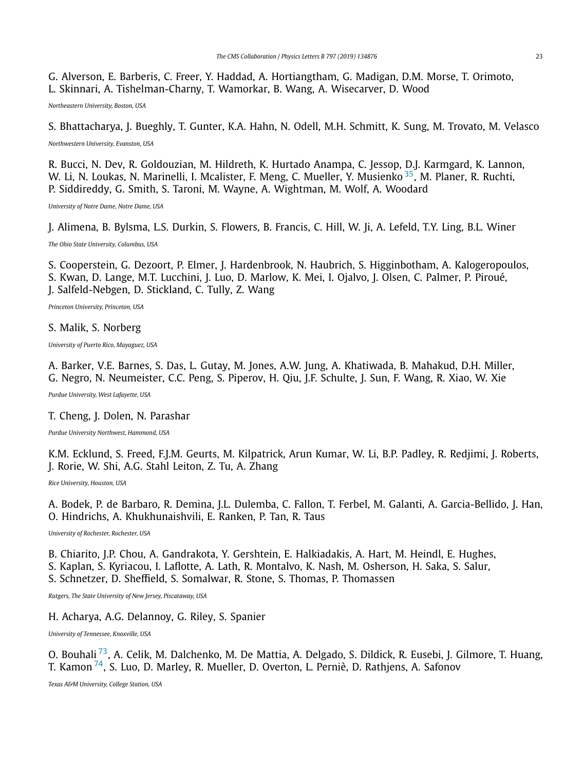G. Alverson, E. Barberis, C. Freer, Y. Haddad, A. Hortiangtham, G. Madigan, D.M. Morse, T. Orimoto, L. Skinnari, A. Tishelman-Charny, T. Wamorkar, B. Wang, A. Wisecarver, D. Wood

*Northeastern University, Boston, USA*

S. Bhattacharya, J. Bueghly, T. Gunter, K.A. Hahn, N. Odell, M.H. Schmitt, K. Sung, M. Trovato, M. Velasco

*Northwestern University, Evanston, USA*

R. Bucci, N. Dev, R. Goldouzian, M. Hildreth, K. Hurtado Anampa, C. Jessop, D.J. Karmgard, K. Lannon, W. Li, N. Loukas, N. Marinelli, I. Mcalister, F. Meng, C. Mueller, Y. Musienko [35], M. Planer, R. Ruchti, P. Siddireddy, G. Smith, S. Taroni, M. Wayne, A. Wightman, M. Wolf, A. Woodard

*University of Notre Dame, Notre Dame, USA*

J. Alimena, B. Bylsma, L.S. Durkin, S. Flowers, B. Francis, C. Hill, W. Ji, A. Lefeld, T.Y. Ling, B.L. Winer

*The Ohio State University, Columbus, USA*

S. Cooperstein, G. Dezoort, P. Elmer, J. Hardenbrook, N. Haubrich, S. Higginbotham, A. Kalogeropoulos, S. Kwan, D. Lange, M.T. Lucchini, J. Luo, D. Marlow, K. Mei, I. Ojalvo, J. Olsen, C. Palmer, P. Piroué, J. Salfeld-Nebgen, D. Stickland, C. Tully, Z. Wang

*Princeton University, Princeton, USA*

S. Malik, S. Norberg

*University of Puerto Rico, Mayaguez, USA*

A. Barker, V.E. Barnes, S. Das, L. Gutay, M. Jones, A.W. Jung, A. Khatiwada, B. Mahakud, D.H. Miller, G. Negro, N. Neumeister, C.C. Peng, S. Piperov, H. Qiu, J.F. Schulte, J. Sun, F. Wang, R. Xiao, W. Xie

*Purdue University, West Lafayette, USA*

T. Cheng, J. Dolen, N. Parashar

*Purdue University Northwest, Hammond, USA*

K.M. Ecklund, S. Freed, F.J.M. Geurts, M. Kilpatrick, Arun Kumar, W. Li, B.P. Padley, R. Redjimi, J. Roberts, J. Rorie, W. Shi, A.G. Stahl Leiton, Z. Tu, A. Zhang

*Rice University, Houston, USA*

A. Bodek, P. de Barbaro, R. Demina, J.L. Dulemba, C. Fallon, T. Ferbel, M. Galanti, A. Garcia-Bellido, J. Han, O. Hindrichs, A. Khukhunaishvili, E. Ranken, P. Tan, R. Taus

*University of Rochester, Rochester, USA*

B. Chiarito, J.P. Chou, A. Gandrakota, Y. Gershtein, E. Halkiadakis, A. Hart, M. Heindl, E. Hughes, S. Kaplan, S. Kyriacou, I. Laflotte, A. Lath, R. Montalvo, K. Nash, M. Osherson, H. Saka, S. Salur, S. Schnetzer, D. Sheffield, S. Somalwar, R. Stone, S. Thomas, P. Thomassen

*Rutgers, The State University of New Jersey, Piscataway, USA*

H. Acharya, A.G. Delannoy, G. Riley, S. Spanier

*University of Tennessee, Knoxville, USA*

O. Bouhali [73], A. Celik, M. Dalchenko, M. De Mattia, A. Delgado, S. Dildick, R. Eusebi, J. Gilmore, T. Huang, T. Kamon [74], S. Luo, D. Marley, R. Mueller, D. Overton, L. Perniè, D. Rathjens, A. Safonov

*Texas A&M University, College Station, USA*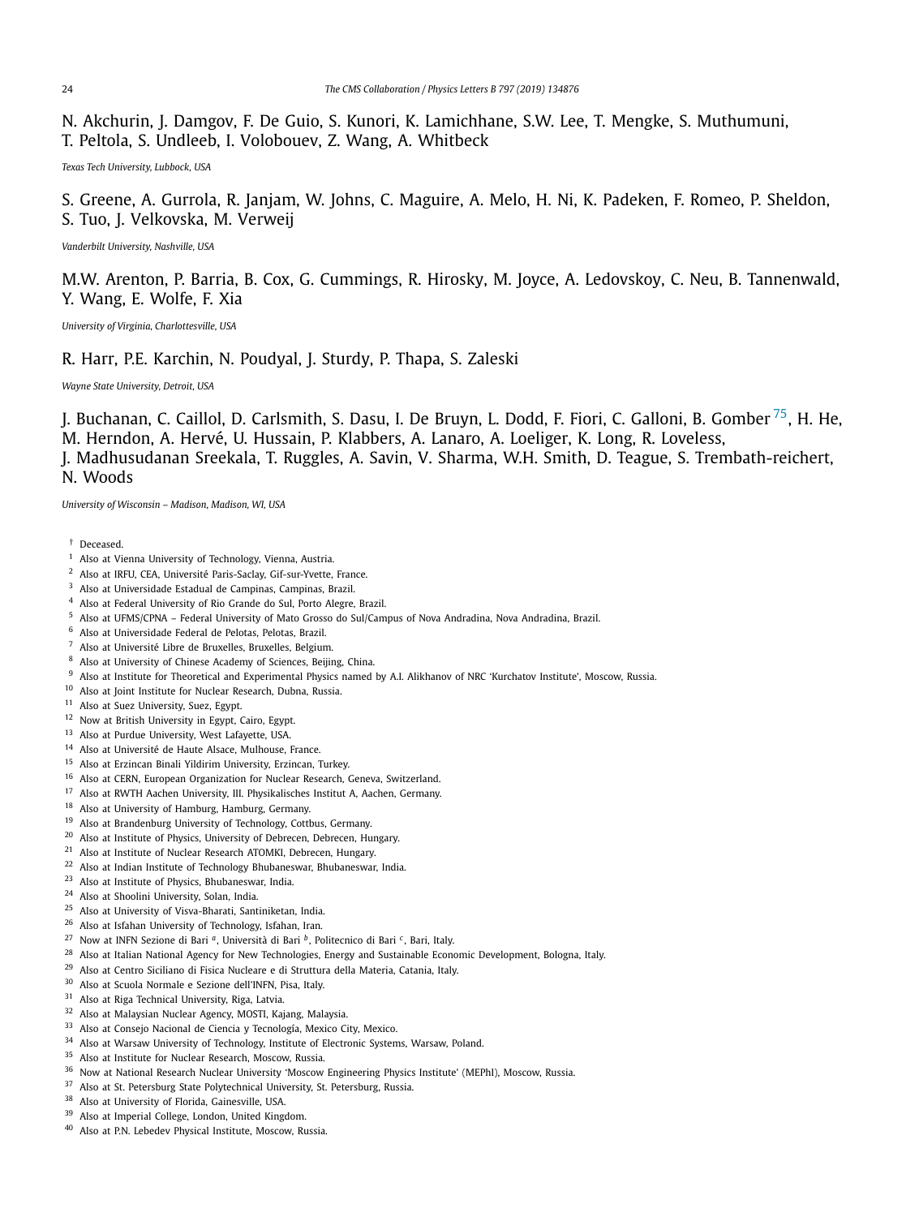N. Akchurin, J. Damgov, F. De Guio, S. Kunori, K. Lamichhane, S.W. Lee, T. Mengke, S. Muthumuni, T. Peltola, S. Undleeb, I. Volobouev, Z. Wang, A. Whitbeck

*Texas Tech University, Lubbock, USA*

S. Greene, A. Gurrola, R. Janjam, W. Johns, C. Maguire, A. Melo, H. Ni, K. Padeken, F. Romeo, P. Sheldon, S. Tuo, J. Velkovska, M. Verweij

*Vanderbilt University, Nashville, USA*

M.W. Arenton, P. Barria, B. Cox, G. Cummings, R. Hirosky, M. Joyce, A. Ledovskoy, C. Neu, B. Tannenwald, Y. Wang, E. Wolfe, F. Xia

*University of Virginia, Charlottesville, USA*

R. Harr, P.E. Karchin, N. Poudyal, J. Sturdy, P. Thapa, S. Zaleski

*Wayne State University, Detroit, USA*

J. Buchanan, C. Caillol, D. Carlsmith, S. Dasu, I. De Bruyn, L. Dodd, F. Fiori, C. Galloni, B. Gomber [75], H. He, M. Herndon, A. Hervé, U. Hussain, P. Klabbers, A. Lanaro, A. Loeliger, K. Long, R. Loveless, J. Madhusudanan Sreekala, T. Ruggles, A. Savin, V. Sharma, W.H. Smith, D. Teague, S. Trembath-reichert, N. Woods

*University of Wisconsin – Madison, Madison, WI, USA*

[†] Deceased.
[1] Also at Vienna University of Technology, Vienna, Austria.
[2] Also at IRFU, CEA, Université Paris-Saclay, Gif-sur-Yvette, France.
[3] Also at Universidade Estadual de Campinas, Campinas, Brazil.
[4] Also at Federal University of Rio Grande do Sul, Porto Alegre, Brazil.
[5] Also at UFMS/CPNA – Federal University of Mato Grosso do Sul/Campus of Nova Andradina, Nova Andradina, Brazil.
[6] Also at Universidade Federal de Pelotas, Pelotas, Brazil.
[7] Also at Université Libre de Bruxelles, Bruxelles, Belgium.
[8] Also at University of Chinese Academy of Sciences, Beijing, China.
[9] Also at Institute for Theoretical and Experimental Physics named by A.I. Alikhanov of NRC 'Kurchatov Institute', Moscow, Russia.
[10] Also at Joint Institute for Nuclear Research, Dubna, Russia.
[11] Also at Suez University, Suez, Egypt.
[12] Now at British University in Egypt, Cairo, Egypt.
[13] Also at Purdue University, West Lafayette, USA.
[14] Also at Université de Haute Alsace, Mulhouse, France.
[15] Also at Erzincan Binali Yildirim University, Erzincan, Turkey.
[16] Also at CERN, European Organization for Nuclear Research, Geneva, Switzerland.
[17] Also at RWTH Aachen University, III. Physikalisches Institut A, Aachen, Germany.
[18] Also at University of Hamburg, Hamburg, Germany.
[19] Also at Brandenburg University of Technology, Cottbus, Germany.
[20] Also at Institute of Physics, University of Debrecen, Debrecen, Hungary.
[21] Also at Institute of Nuclear Research ATOMKI, Debrecen, Hungary.
[22] Also at Indian Institute of Technology Bhubaneswar, Bhubaneswar, India.
[23] Also at Institute of Physics, Bhubaneswar, India.
[24] Also at Shoolini University, Solan, India.
[25] Also at University of Visva-Bharati, Santiniketan, India.
[26] Also at Isfahan University of Technology, Isfahan, Iran.
[27] Now at INFN Sezione di Bari [a], Università di Bari [b], Politecnico di Bari [c], Bari, Italy.
[28] Also at Italian National Agency for New Technologies, Energy and Sustainable Economic Development, Bologna, Italy.
[29] Also at Centro Siciliano di Fisica Nucleare e di Struttura della Materia, Catania, Italy.
[30] Also at Scuola Normale e Sezione dell'INFN, Pisa, Italy.
[31] Also at Riga Technical University, Riga, Latvia.
[32] Also at Malaysian Nuclear Agency, MOSTI, Kajang, Malaysia.
[33] Also at Consejo Nacional de Ciencia y Tecnología, Mexico City, Mexico.
[34] Also at Warsaw University of Technology, Institute of Electronic Systems, Warsaw, Poland.
[35] Also at Institute for Nuclear Research, Moscow, Russia.
[36] Now at National Research Nuclear University 'Moscow Engineering Physics Institute' (MEPhI), Moscow, Russia.
[37] Also at St. Petersburg State Polytechnical University, St. Petersburg, Russia.
[38] Also at University of Florida, Gainesville, USA.
[39] Also at Imperial College, London, United Kingdom.
[40] Also at P.N. Lebedev Physical Institute, Moscow, Russia.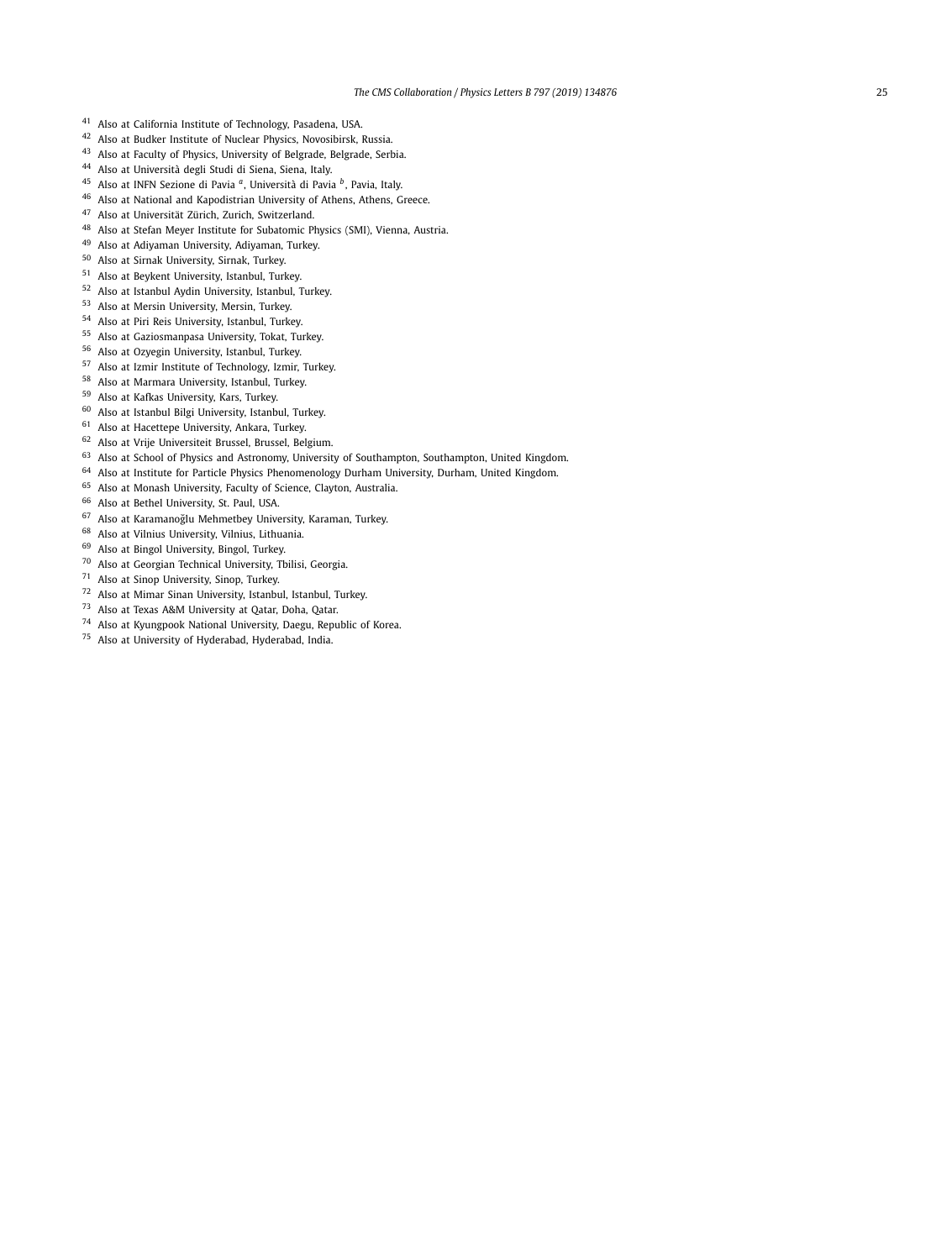[41] Also at California Institute of Technology, Pasadena, USA.
[42] Also at Budker Institute of Nuclear Physics, Novosibirsk, Russia.
[43] Also at Faculty of Physics, University of Belgrade, Belgrade, Serbia.
[44] Also at Università degli Studi di Siena, Siena, Italy.
[45] Also at INFN Sezione di Pavia [a], Università di Pavia [b], Pavia, Italy.
[46] Also at National and Kapodistrian University of Athens, Athens, Greece.
[47] Also at Universität Zürich, Zurich, Switzerland.
[48] Also at Stefan Meyer Institute for Subatomic Physics (SMI), Vienna, Austria.
[49] Also at Adiyaman University, Adiyaman, Turkey.
[50] Also at Sirnak University, Sirnak, Turkey.
[51] Also at Beykent University, Istanbul, Turkey.
[52] Also at Istanbul Aydin University, Istanbul, Turkey.
[53] Also at Mersin University, Mersin, Turkey.
[54] Also at Piri Reis University, Istanbul, Turkey.
[55] Also at Gaziosmanpasa University, Tokat, Turkey.
[56] Also at Ozyegin University, Istanbul, Turkey.
[57] Also at Izmir Institute of Technology, Izmir, Turkey.
[58] Also at Marmara University, Istanbul, Turkey.
[59] Also at Kafkas University, Kars, Turkey.
[60] Also at Istanbul Bilgi University, Istanbul, Turkey.
[61] Also at Hacettepe University, Ankara, Turkey.
[62] Also at Vrije Universiteit Brussel, Brussel, Belgium.
[63] Also at School of Physics and Astronomy, University of Southampton, Southampton, United Kingdom.
[64] Also at Institute for Particle Physics Phenomenology Durham University, Durham, United Kingdom.
[65] Also at Monash University, Faculty of Science, Clayton, Australia.
[66] Also at Bethel University, St. Paul, USA.
[67] Also at Karamanoğlu Mehmetbey University, Karaman, Turkey.
[68] Also at Vilnius University, Vilnius, Lithuania.
[69] Also at Bingol University, Bingol, Turkey.
[70] Also at Georgian Technical University, Tbilisi, Georgia.
[71] Also at Sinop University, Sinop, Turkey.
[72] Also at Mimar Sinan University, Istanbul, Istanbul, Turkey.
[73] Also at Texas A&M University at Qatar, Doha, Qatar.
[74] Also at Kyungpook National University, Daegu, Republic of Korea.
[75] Also at University of Hyderabad, Hyderabad, India.